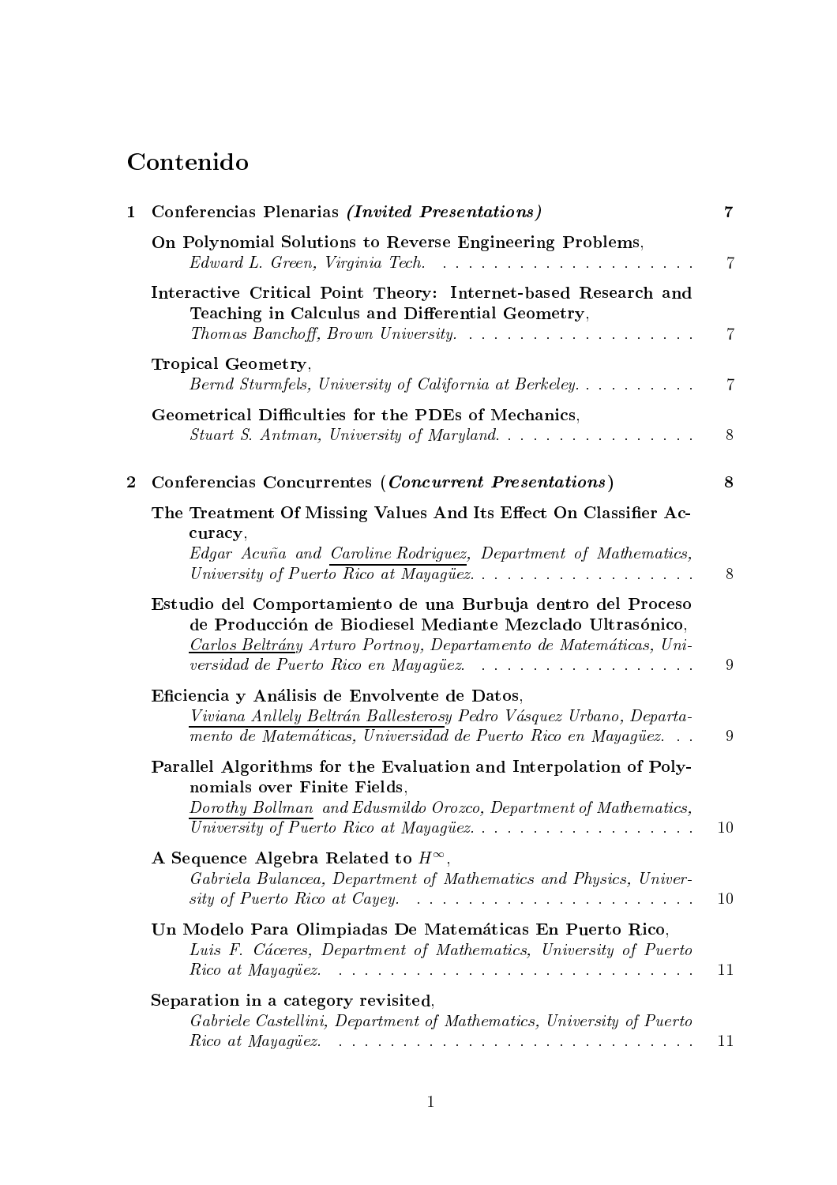# Contenido

**1 Conferencias Plenarias *(Invited Presentations)*** **7**

**On Polynomial Solutions to Reverse Engineering Problems**,
*Edward L. Green, Virginia Tech.* . . . . . . . . . . . . . . . . . . . . . 7

**Interactive Critical Point Theory: Internet-based Research and Teaching in Calculus and Differential Geometry**,
*Thomas Banchoff, Brown University.* . . . . . . . . . . . . . . . . . . . 7

**Tropical Geometry**,
*Bernd Sturmfels, University of California at Berkeley.* . . . . . . . . . . 7

**Geometrical Difficulties for the PDEs of Mechanics**,
*Stuart S. Antman, University of Maryland.* . . . . . . . . . . . . . . . . 8

**2 Conferencias Concurrentes (*Concurrent Presentations*)** **8**

**The Treatment Of Missing Values And Its Effect On Classifier Accuracy**,
*Edgar Acuña and Caroline Rodriguez, Department of Mathematics, University of Puerto Rico at Mayagüez.* . . . . . . . . . . . . . . . . . . 8

**Estudio del Comportamiento de una Burbuja dentro del Proceso de Producción de Biodiesel Mediante Mezclado Ultrasónico**,
*Carlos Beltrány Arturo Portnoy, Departamento de Matemáticas, Universidad de Puerto Rico en Mayagüez.* . . . . . . . . . . . . . . . . . 9

**Eficiencia y Análisis de Envolvente de Datos**,
*Viviana Anllely Beltrán Ballesterosy Pedro Vásquez Urbano, Departamento de Matemáticas, Universidad de Puerto Rico en Mayagüez.* . . . 9

**Parallel Algorithms for the Evaluation and Interpolation of Polynomials over Finite Fields**,
*Dorothy Bollman and Edusmildo Orozco, Department of Mathematics, University of Puerto Rico at Mayagüez.* . . . . . . . . . . . . . . . . . . 10

**A Sequence Algebra Related to $H^{\infty}$**,
*Gabriela Bulancea, Department of Mathematics and Physics, University of Puerto Rico at Cayey.* . . . . . . . . . . . . . . . . . . . . . . 10

**Un Modelo Para Olimpiadas De Matemáticas En Puerto Rico**,
*Luis F. Cáceres, Department of Mathematics, University of Puerto Rico at Mayagüez.* . . . . . . . . . . . . . . . . . . . . . . . . . . . 11

**Separation in a category revisited**,
*Gabriele Castellini, Department of Mathematics, University of Puerto Rico at Mayagüez.* . . . . . . . . . . . . . . . . . . . . . . . . . . . 11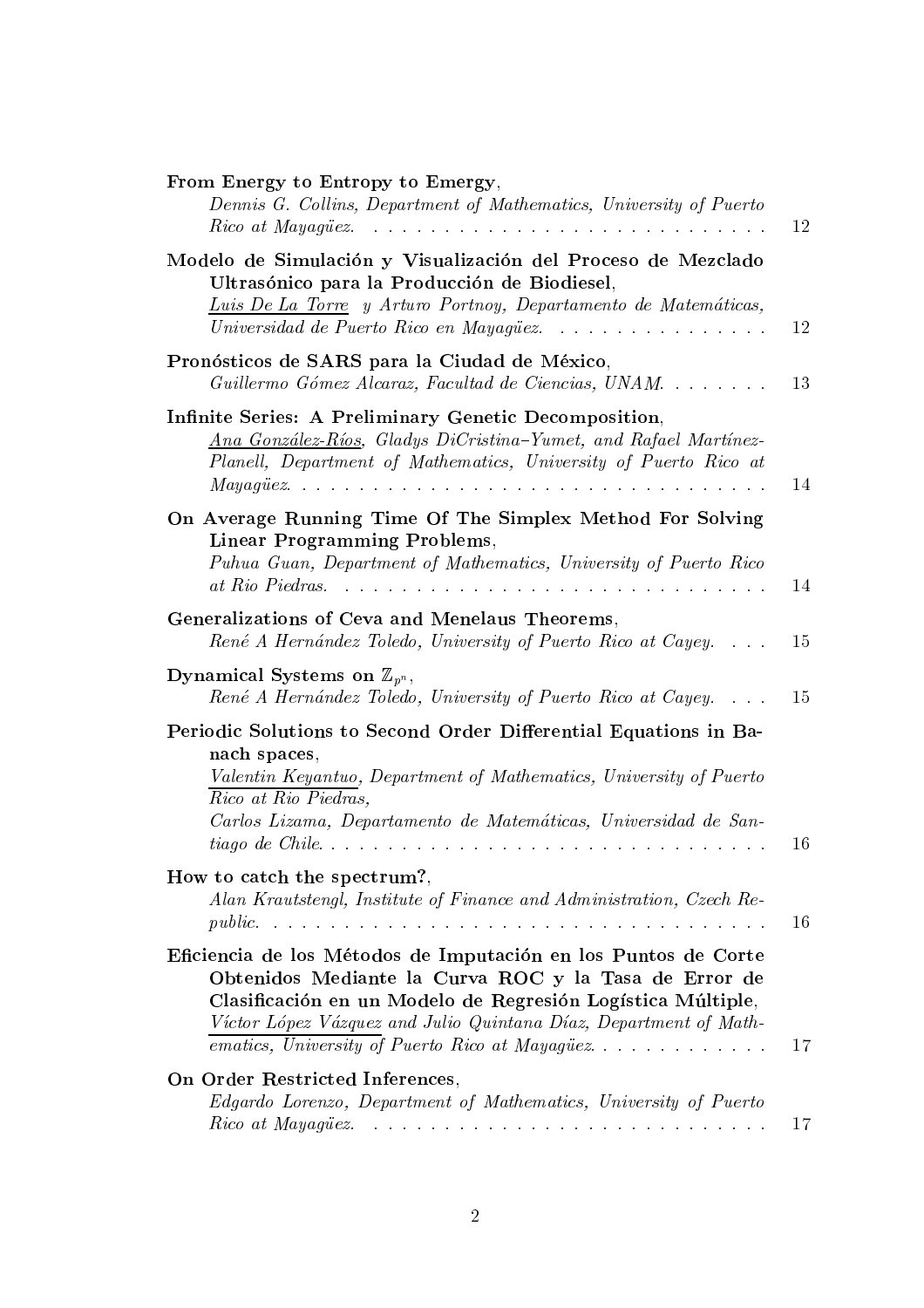**From Energy to Entropy to Emergy**,
*Dennis G. Collins, Department of Mathematics, University of Puerto Rico at Mayagüez.* . . . . . . . . . . . . . . . . . . . . . . . . . . . 12

**Modelo de Simulación y Visualización del Proceso de Mezclado Ultrasónico para la Producción de Biodiesel**,
*Luis De La Torre y Arturo Portnoy, Departamento de Matemáticas, Universidad de Puerto Rico en Mayagüez.* . . . . . . . . . . . . . . . 12

**Pronósticos de SARS para la Ciudad de México**,
*Guillermo Gómez Alcaraz, Facultad de Ciencias, UNAM.* . . . . . . . . 13

**Infinite Series: A Preliminary Genetic Decomposition**,
*Ana González-Ríos, Gladys DiCristina–Yumet, and Rafael Martínez-Planell, Department of Mathematics, University of Puerto Rico at Mayagüez.* . . . . . . . . . . . . . . . . . . . . . . . . . . . . . . . . 14

**On Average Running Time Of The Simplex Method For Solving Linear Programming Problems**,
*Puhua Guan, Department of Mathematics, University of Puerto Rico at Rio Piedras.* . . . . . . . . . . . . . . . . . . . . . . . . . . . . . 14

**Generalizations of Ceva and Menelaus Theorems**,
*René A Hernández Toledo, University of Puerto Rico at Cayey.* . . . . 15

**Dynamical Systems on $\mathbb{Z}_{p^n}$**,
*René A Hernández Toledo, University of Puerto Rico at Cayey.* . . . . 15

**Periodic Solutions to Second Order Differential Equations in Banach spaces**,
*Valentin Keyantuo, Department of Mathematics, University of Puerto Rico at Rio Piedras,*
*Carlos Lizama, Departamento de Matemáticas, Universidad de Santiago de Chile.* . . . . . . . . . . . . . . . . . . . . . . . . . . . . . . 16

**How to catch the spectrum?**,
*Alan Krautstengl, Institute of Finance and Administration, Czech Republic.* . . . . . . . . . . . . . . . . . . . . . . . . . . . . . . . . . . 16

**Eficiencia de los Métodos de Imputación en los Puntos de Corte Obtenidos Mediante la Curva ROC y la Tasa de Error de Clasificación en un Modelo de Regresión Logística Múltiple**,
*Víctor López Vázquez and Julio Quintana Díaz, Department of Mathematics, University of Puerto Rico at Mayagüez.* . . . . . . . . . . . . . 17

**On Order Restricted Inferences**,
*Edgardo Lorenzo, Department of Mathematics, University of Puerto Rico at Mayagüez.* . . . . . . . . . . . . . . . . . . . . . . . . . . . 17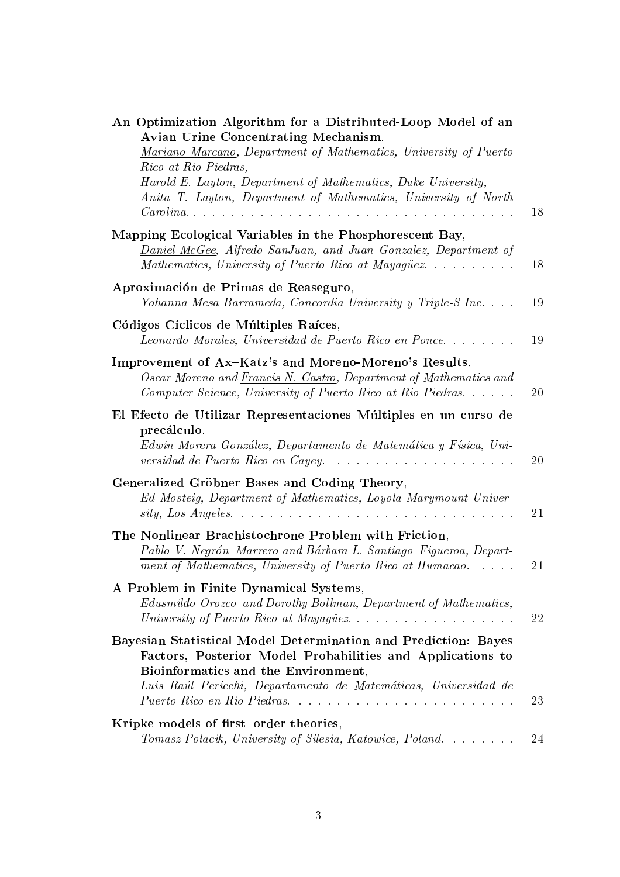**An Optimization Algorithm for a Distributed-Loop Model of an Avian Urine Concentrating Mechanism**,
*Mariano Marcano, Department of Mathematics, University of Puerto Rico at Rio Piedras,*
*Harold E. Layton, Department of Mathematics, Duke University,*
*Anita T. Layton, Department of Mathematics, University of North Carolina.* . . . . 18

**Mapping Ecological Variables in the Phosphorescent Bay**,
*Daniel McGee, Alfredo SanJuan, and Juan Gonzalez, Department of Mathematics, University of Puerto Rico at Mayagüez.* . . . . 18

**Aproximación de Primas de Reaseguro**,
*Yohanna Mesa Barrameda, Concordia University y Triple-S Inc.* . . . . 19

**Códigos Cíclicos de Múltiples Raíces**,
*Leonardo Morales, Universidad de Puerto Rico en Ponce.* . . . . 19

**Improvement of Ax–Katz's and Moreno-Moreno's Results**,
*Oscar Moreno and Francis N. Castro, Department of Mathematics and Computer Science, University of Puerto Rico at Rio Piedras.* . . . . 20

**El Efecto de Utilizar Representaciones Múltiples en un curso de precálculo**,
*Edwin Morera González, Departamento de Matemática y Física, Universidad de Puerto Rico en Cayey.* . . . . 20

**Generalized Gröbner Bases and Coding Theory**,
*Ed Mosteig, Department of Mathematics, Loyola Marymount University, Los Angeles.* . . . . 21

**The Nonlinear Brachistochrone Problem with Friction**,
*Pablo V. Negrón–Marrero and Bárbara L. Santiago–Figueroa, Department of Mathematics, University of Puerto Rico at Humacao.* . . . . 21

**A Problem in Finite Dynamical Systems**,
*Edusmildo Orozco and Dorothy Bollman, Department of Mathematics, University of Puerto Rico at Mayagüez.* . . . . 22

**Bayesian Statistical Model Determination and Prediction: Bayes Factors, Posterior Model Probabilities and Applications to Bioinformatics and the Environment**,
*Luis Raúl Pericchi, Departamento de Matemáticas, Universidad de Puerto Rico en Rio Piedras.* . . . . 23

**Kripke models of first–order theories**,
*Tomasz Połacik, University of Silesia, Katowice, Poland.* . . . . 24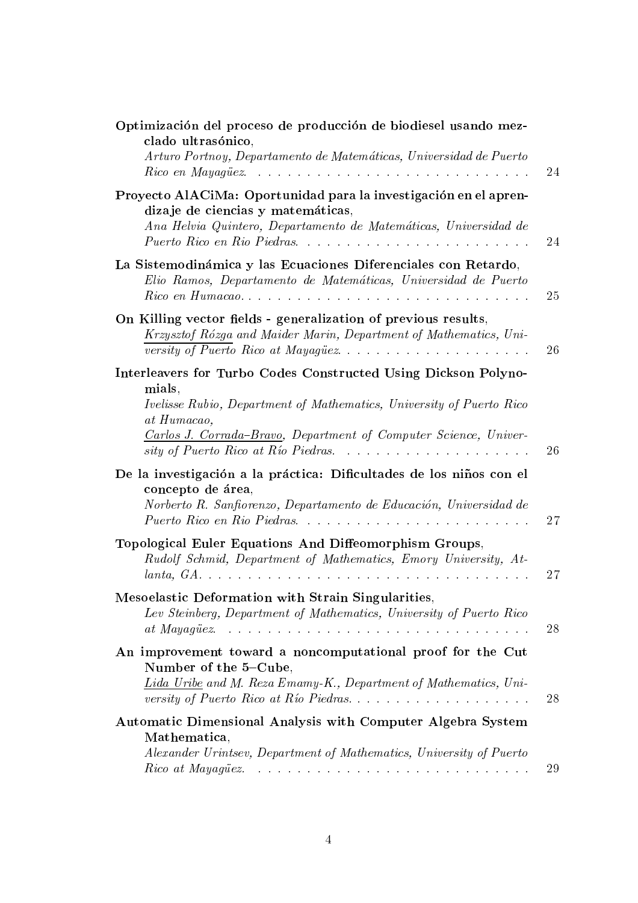**Optimización del proceso de producción de biodiesel usando mezclado ultrasónico**,
*Arturo Portnoy, Departamento de Matemáticas, Universidad de Puerto Rico en Mayagüez.* . . . . . . . . . . 24

**Proyecto AlACiMa: Oportunidad para la investigación en el aprendizaje de ciencias y matemáticas**,
*Ana Helvia Quintero, Departamento de Matemáticas, Universidad de Puerto Rico en Rio Piedras.* . . . . . . . . . . 24

**La Sistemodinámica y las Ecuaciones Diferenciales con Retardo**,
*Elio Ramos, Departamento de Matemáticas, Universidad de Puerto Rico en Humacao.* . . . . . . . . . . 25

**On Killing vector fields - generalization of previous results**,
*<u>Krzysztof Rózga</u> and Maider Marin, Department of Mathematics, University of Puerto Rico at Mayagüez.* . . . . . . . . . . 26

**Interleavers for Turbo Codes Constructed Using Dickson Polynomials**,
*Ivelisse Rubio, Department of Mathematics, University of Puerto Rico at Humacao,*
*<u>Carlos J. Corrada–Bravo</u>, Department of Computer Science, University of Puerto Rico at Río Piedras.* . . . . . . . . . . 26

**De la investigación a la práctica: Dificultades de los niños con el concepto de área**,
*Norberto R. Sanfiorenzo, Departamento de Educación, Universidad de Puerto Rico en Rio Piedras.* . . . . . . . . . . 27

**Topological Euler Equations And Diffeomorphism Groups**,
*Rudolf Schmid, Department of Mathematics, Emory University, Atlanta, GA.* . . . . . . . . . . 27

**Mesoelastic Deformation with Strain Singularities**,
*Lev Steinberg, Department of Mathematics, University of Puerto Rico at Mayagüez.* . . . . . . . . . . 28

**An improvement toward a noncomputational proof for the Cut Number of the 5–Cube**,
*<u>Lida Uribe</u> and M. Reza Emamy-K., Department of Mathematics, University of Puerto Rico at Río Piedras.* . . . . . . . . . . 28

**Automatic Dimensional Analysis with Computer Algebra System Mathematica**,
*Alexander Urintsev, Department of Mathematics, University of Puerto Rico at Mayagüez.* . . . . . . . . . . 29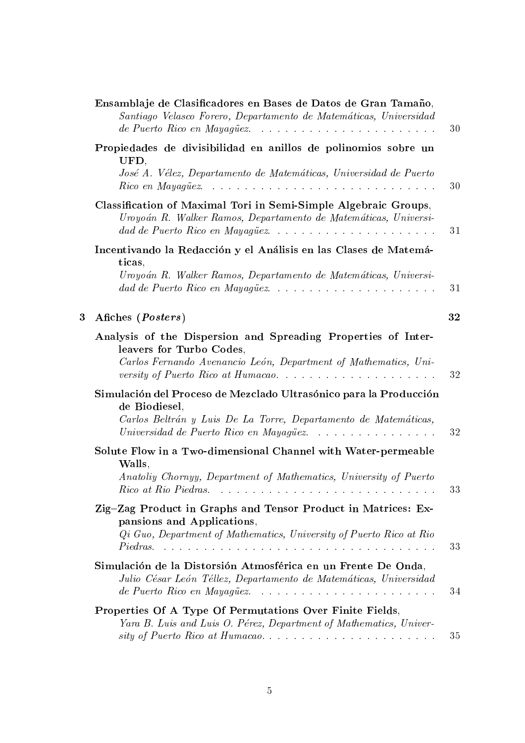**Ensamblaje de Clasificadores en Bases de Datos de Gran Tamaño**,
*Santiago Velasco Forero, Departamento de Matemáticas, Universidad de Puerto Rico en Mayagüez.* . . . . . . . . . . . . . . . . . . . . . . 30

**Propiedades de divisibilidad en anillos de polinomios sobre un UFD**,
*José A. Vélez, Departamento de Matemáticas, Universidad de Puerto Rico en Mayagüez.* . . . . . . . . . . . . . . . . . . . . . . . . . . . 30

**Classification of Maximal Tori in Semi-Simple Algebraic Groups**,
*Uroyoán R. Walker Ramos, Departamento de Matemáticas, Universidad de Puerto Rico en Mayagüez.* . . . . . . . . . . . . . . . . . . . . 31

**Incentivando la Redacción y el Análisis en las Clases de Matemáticas**,
*Uroyoán R. Walker Ramos, Departamento de Matemáticas, Universidad de Puerto Rico en Mayagüez.* . . . . . . . . . . . . . . . . . . . . 31

**3 Afiches (*Posters*)** **32**

**Analysis of the Dispersion and Spreading Properties of Interleavers for Turbo Codes**,
*Carlos Fernando Avenancio León, Department of Mathematics, University of Puerto Rico at Humacao.* . . . . . . . . . . . . . . . . . . . 32

**Simulación del Proceso de Mezclado Ultrasónico para la Producción de Biodiesel**,
*Carlos Beltrán y Luis De La Torre, Departamento de Matemáticas, Universidad de Puerto Rico en Mayagüez.* . . . . . . . . . . . . . . . 32

**Solute Flow in a Two-dimensional Channel with Water-permeable Walls**,
*Anatoliy Chornyy, Department of Mathematics, University of Puerto Rico at Rio Piedras.* . . . . . . . . . . . . . . . . . . . . . . . . . . . 33

**Zig–Zag Product in Graphs and Tensor Product in Matrices: Expansions and Applications**,
*Qi Guo, Department of Mathematics, University of Puerto Rico at Rio Piedras.* . . . . . . . . . . . . . . . . . . . . . . . . . . . . . . . . . . 33

**Simulación de la Distorsión Atmosférica en un Frente De Onda**,
*Julio César León Téllez, Departamento de Matemáticas, Universidad de Puerto Rico en Mayagüez.* . . . . . . . . . . . . . . . . . . . . . . 34

**Properties Of A Type Of Permutations Over Finite Fields**,
*Yara B. Luis and Luis O. Pérez, Department of Mathematics, University of Puerto Rico at Humacao.* . . . . . . . . . . . . . . . . . . . . . . 35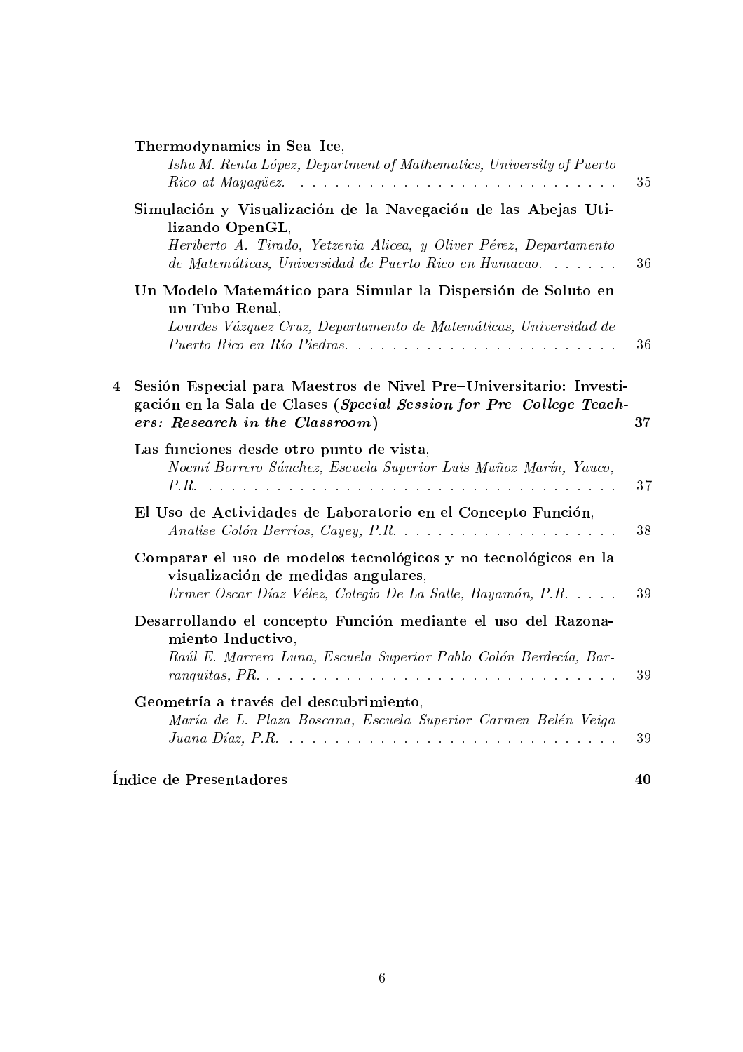**Thermodynamics in Sea–Ice**,
*Isha M. Renta López, Department of Mathematics, University of Puerto Rico at Mayagüez.* . . . . . . . . . . . . . . . . . . . . . . . . . . . 35

**Simulación y Visualización de la Navegación de las Abejas Utilizando OpenGL**,
*Heriberto A. Tirado, Yetzenia Alicea, y Oliver Pérez, Departamento de Matemáticas, Universidad de Puerto Rico en Humacao.* . . . . . . 36

**Un Modelo Matemático para Simular la Dispersión de Soluto en un Tubo Renal**,
*Lourdes Vázquez Cruz, Departamento de Matemáticas, Universidad de Puerto Rico en Río Piedras.* . . . . . . . . . . . . . . . . . . . . . . . 36

**4 Sesión Especial para Maestros de Nivel Pre–Universitario: Investigación en la Sala de Clases (*Special Session for Pre–College Teachers: Research in the Classroom*) 37**

**Las funciones desde otro punto de vista**,
*Noemí Borrero Sánchez, Escuela Superior Luis Muñoz Marín, Yauco, P.R.* . . . . . . . . . . . . . . . . . . . . . . . . . . . . . . . . . . . . 37

**El Uso de Actividades de Laboratorio en el Concepto Función**,
*Analise Colón Berríos, Cayey, P.R.* . . . . . . . . . . . . . . . . . . . . 38

**Comparar el uso de modelos tecnológicos y no tecnológicos en la visualización de medidas angulares**,
*Ermer Oscar Díaz Vélez, Colegio De La Salle, Bayamón, P.R.* . . . . 39

**Desarrollando el concepto Función mediante el uso del Razonamiento Inductivo**,
*Raúl E. Marrero Luna, Escuela Superior Pablo Colón Berdecía, Barranquitas, PR.* . . . . . . . . . . . . . . . . . . . . . . . . . . . . . . . 39

**Geometría a través del descubrimiento**,
*María de L. Plaza Boscana, Escuela Superior Carmen Belén Veiga Juana Díaz, P.R.* . . . . . . . . . . . . . . . . . . . . . . . . . . . . . 39

**Índice de Presentadores 40**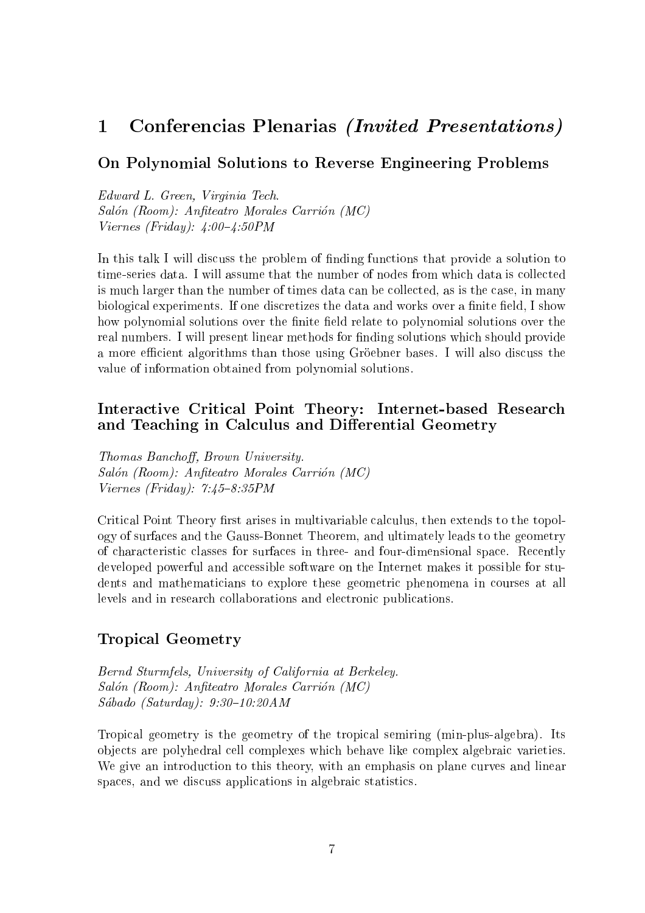# 1 Conferencias Plenarias *(Invited Presentations)*

## On Polynomial Solutions to Reverse Engineering Problems

*Edward L. Green, Virginia Tech.*
*Salón (Room): Anfiteatro Morales Carrión (MC)*
*Viernes (Friday): 4:00–4:50PM*

In this talk I will discuss the problem of finding functions that provide a solution to time-series data. I will assume that the number of nodes from which data is collected is much larger than the number of times data can be collected, as is the case, in many biological experiments. If one discretizes the data and works over a finite field, I show how polynomial solutions over the finite field relate to polynomial solutions over the real numbers. I will present linear methods for finding solutions which should provide a more efficient algorithms than those using Gröebner bases. I will also discuss the value of information obtained from polynomial solutions.

## Interactive Critical Point Theory: Internet-based Research and Teaching in Calculus and Differential Geometry

*Thomas Banchoff, Brown University.*
*Salón (Room): Anfiteatro Morales Carrión (MC)*
*Viernes (Friday): 7:45–8:35PM*

Critical Point Theory first arises in multivariable calculus, then extends to the topology of surfaces and the Gauss-Bonnet Theorem, and ultimately leads to the geometry of characteristic classes for surfaces in three- and four-dimensional space. Recently developed powerful and accessible software on the Internet makes it possible for students and mathematicians to explore these geometric phenomena in courses at all levels and in research collaborations and electronic publications.

## Tropical Geometry

*Bernd Sturmfels, University of California at Berkeley.*
*Salón (Room): Anfiteatro Morales Carrión (MC)*
*Sábado (Saturday): 9:30–10:20AM*

Tropical geometry is the geometry of the tropical semiring (min-plus-algebra). Its objects are polyhedral cell complexes which behave like complex algebraic varieties. We give an introduction to this theory, with an emphasis on plane curves and linear spaces, and we discuss applications in algebraic statistics.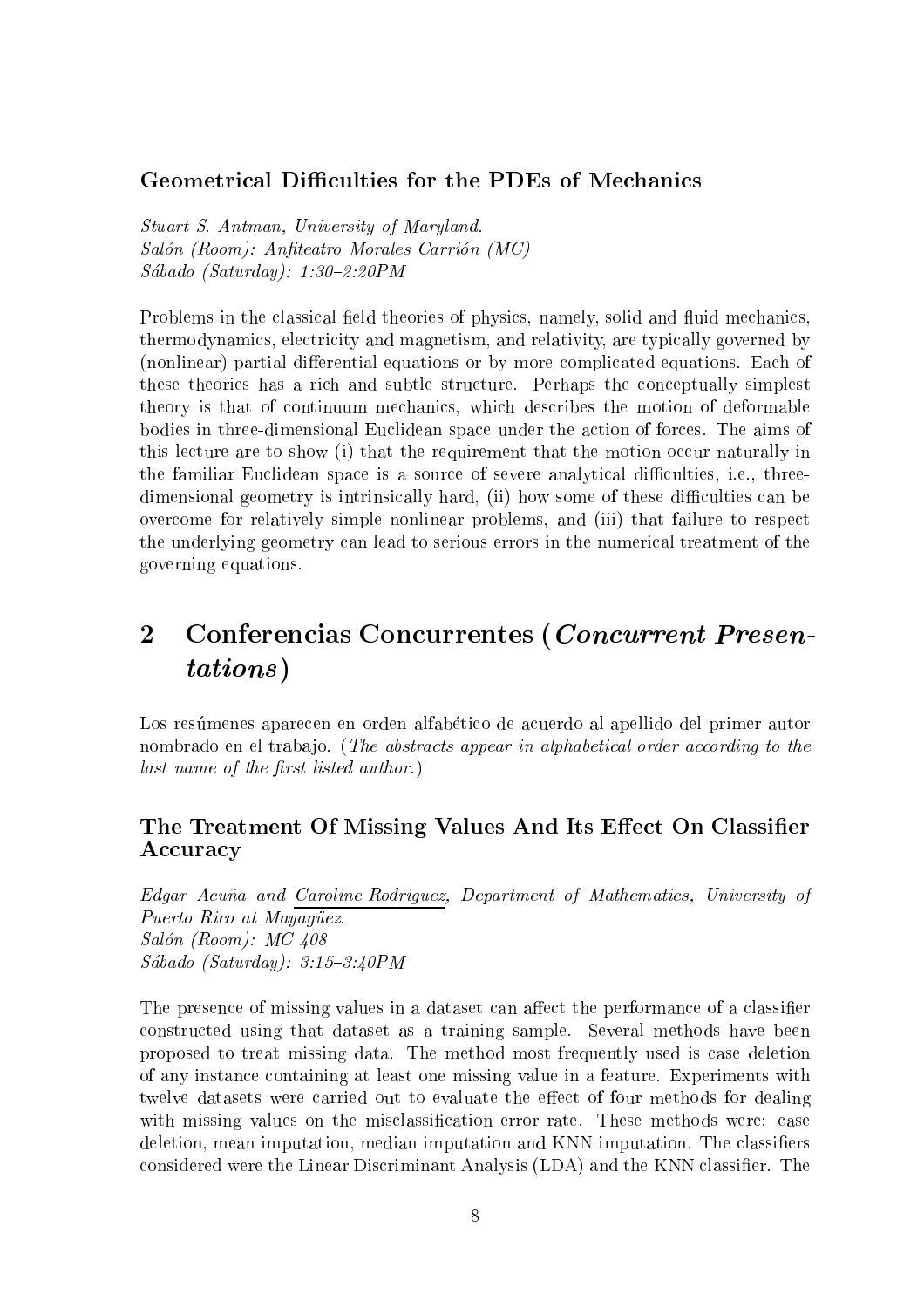### Geometrical Difficulties for the PDEs of Mechanics

*Stuart S. Antman, University of Maryland.*
*Salón (Room): Anfiteatro Morales Carrión (MC)*
*Sábado (Saturday): 1:30–2:20PM*

Problems in the classical field theories of physics, namely, solid and fluid mechanics, thermodynamics, electricity and magnetism, and relativity, are typically governed by (nonlinear) partial differential equations or by more complicated equations. Each of these theories has a rich and subtle structure. Perhaps the conceptually simplest theory is that of continuum mechanics, which describes the motion of deformable bodies in three-dimensional Euclidean space under the action of forces. The aims of this lecture are to show (i) that the requirement that the motion occur naturally in the familiar Euclidean space is a source of severe analytical difficulties, i.e., three-dimensional geometry is intrinsically hard, (ii) how some of these difficulties can be overcome for relatively simple nonlinear problems, and (iii) that failure to respect the underlying geometry can lead to serious errors in the numerical treatment of the governing equations.

## 2 Conferencias Concurrentes (*Concurrent Presentations*)

Los resúmenes aparecen en orden alfabético de acuerdo al apellido del primer autor nombrado en el trabajo. (*The abstracts appear in alphabetical order according to the last name of the first listed author.*)

### The Treatment Of Missing Values And Its Effect On Classifier Accuracy

*Edgar Acuña and Caroline Rodriguez, Department of Mathematics, University of Puerto Rico at Mayagüez.*
*Salón (Room): MC 408*
*Sábado (Saturday): 3:15–3:40PM*

The presence of missing values in a dataset can affect the performance of a classifier constructed using that dataset as a training sample. Several methods have been proposed to treat missing data. The method most frequently used is case deletion of any instance containing at least one missing value in a feature. Experiments with twelve datasets were carried out to evaluate the effect of four methods for dealing with missing values on the misclassification error rate. These methods were: case deletion, mean imputation, median imputation and KNN imputation. The classifiers considered were the Linear Discriminant Analysis (LDA) and the KNN classifier. The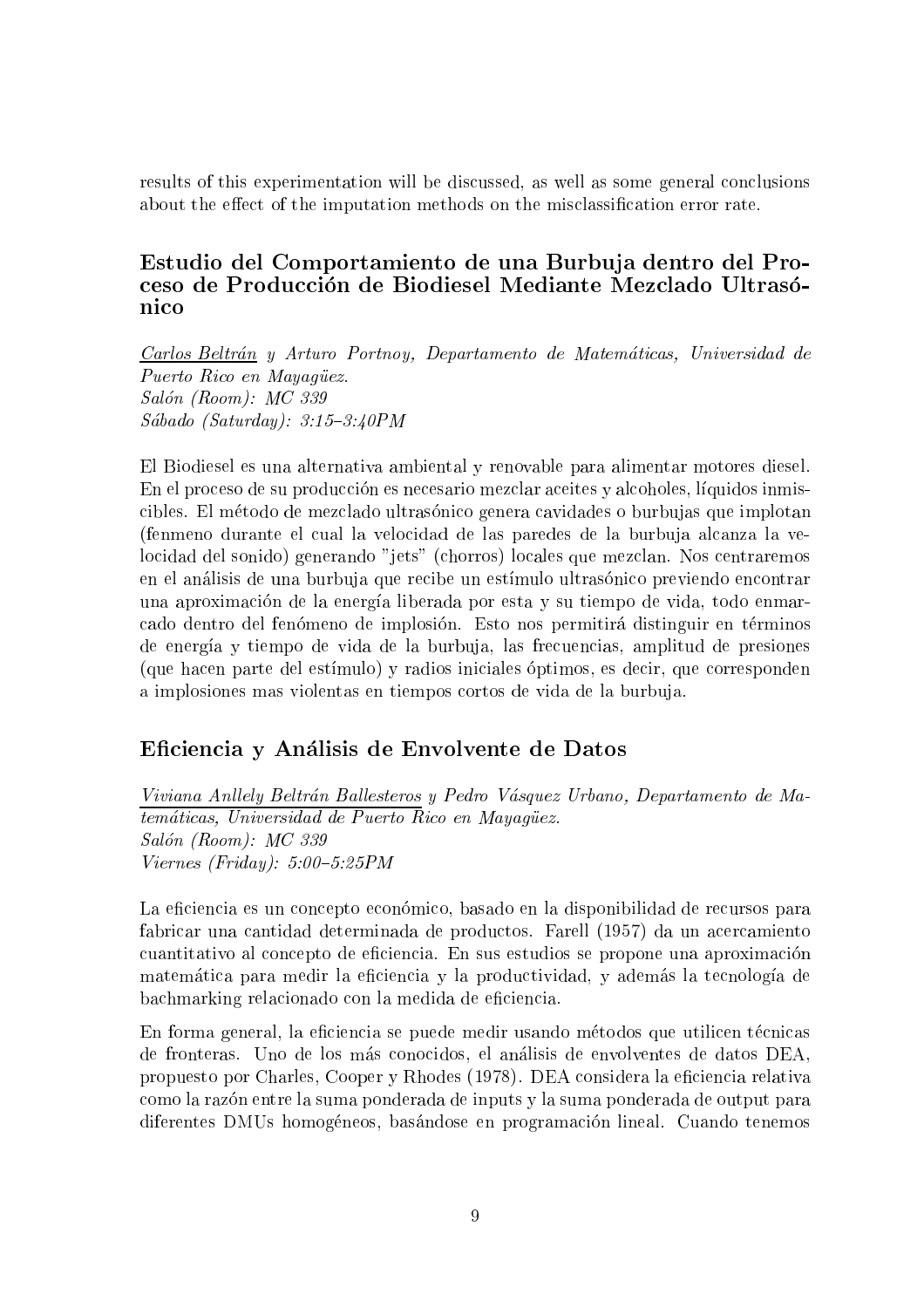results of this experimentation will be discussed, as well as some general conclusions about the effect of the imputation methods on the misclassification error rate.

## Estudio del Comportamiento de una Burbuja dentro del Proceso de Producción de Biodiesel Mediante Mezclado Ultrasónico

*Carlos Beltrán y Arturo Portnoy, Departamento de Matemáticas, Universidad de Puerto Rico en Mayagüez.*
*Salón (Room): MC 339*
*Sábado (Saturday): 3:15–3:40PM*

El Biodiesel es una alternativa ambiental y renovable para alimentar motores diesel. En el proceso de su producción es necesario mezclar aceites y alcoholes, líquidos inmiscibles. El método de mezclado ultrasónico genera cavidades o burbujas que implotan (fenmeno durante el cual la velocidad de las paredes de la burbuja alcanza la velocidad del sonido) generando "jets" (chorros) locales que mezclan. Nos centraremos en el análisis de una burbuja que recibe un estímulo ultrasónico previendo encontrar una aproximación de la energía liberada por esta y su tiempo de vida, todo enmarcado dentro del fenómeno de implosión. Esto nos permitirá distinguir en términos de energía y tiempo de vida de la burbuja, las frecuencias, amplitud de presiones (que hacen parte del estímulo) y radios iniciales óptimos, es decir, que corresponden a implosiones mas violentas en tiempos cortos de vida de la burbuja.

## Eficiencia y Análisis de Envolvente de Datos

*Viviana Anllely Beltrán Ballesteros y Pedro Vásquez Urbano, Departamento de Matemáticas, Universidad de Puerto Rico en Mayagüez.*
*Salón (Room): MC 339*
*Viernes (Friday): 5:00–5:25PM*

La eficiencia es un concepto económico, basado en la disponibilidad de recursos para fabricar una cantidad determinada de productos. Farell (1957) da un acercamiento cuantitativo al concepto de eficiencia. En sus estudios se propone una aproximación matemática para medir la eficiencia y la productividad, y además la tecnología de bachmarking relacionado con la medida de eficiencia.

En forma general, la eficiencia se puede medir usando métodos que utilicen técnicas de fronteras. Uno de los más conocidos, el análisis de envolventes de datos DEA, propuesto por Charles, Cooper y Rhodes (1978). DEA considera la eficiencia relativa como la razón entre la suma ponderada de inputs y la suma ponderada de output para diferentes DMUs homogéneos, basándose en programación lineal. Cuando tenemos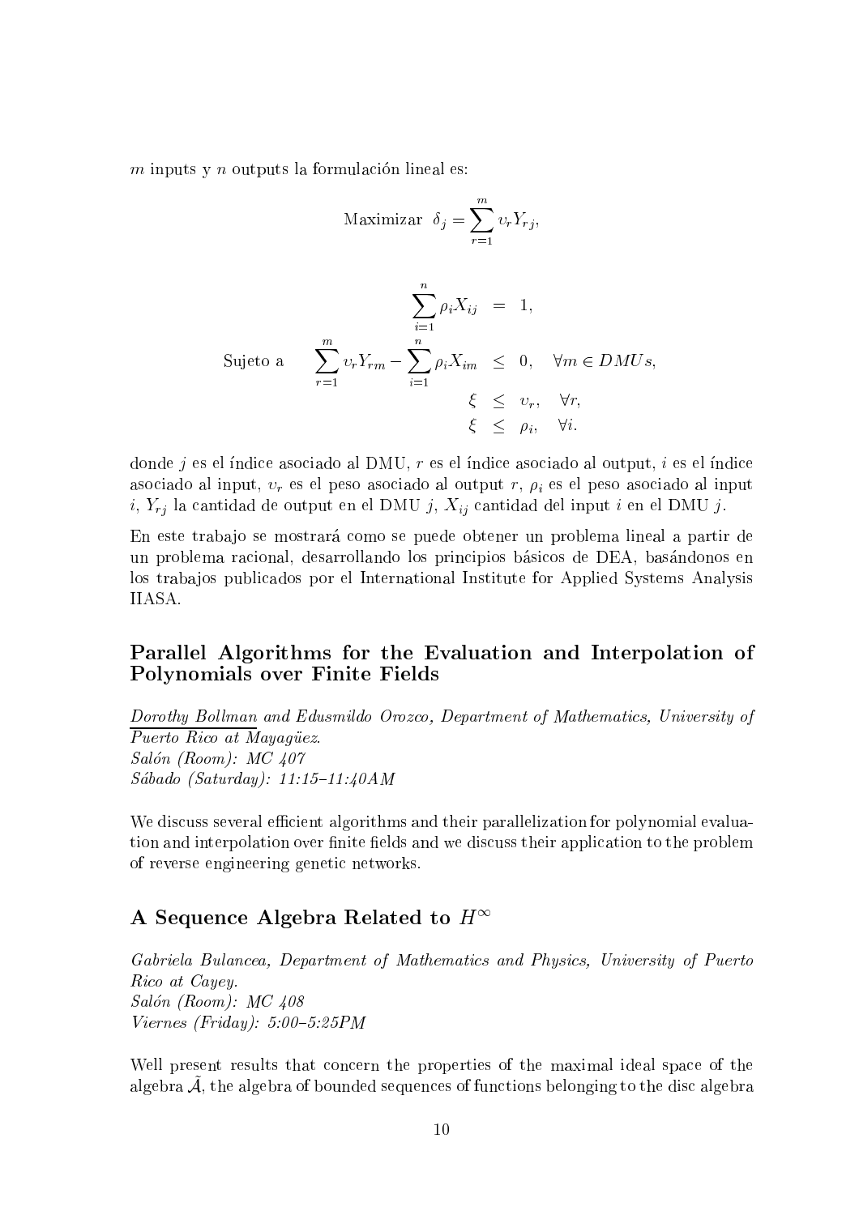$m$ inputs y $n$ outputs la formulación lineal es:

$$\text{Maximizar } \delta_j = \sum_{r=1}^{m} \upsilon_r Y_{rj},$$

$$\text{Sujeto a} \quad \begin{array}{rcl} \displaystyle\sum_{i=1}^{n} \rho_i X_{ij} & = & 1, \\ \displaystyle\sum_{r=1}^{m} \upsilon_r Y_{rm} - \sum_{i=1}^{n} \rho_i X_{im} & \leq & 0, \quad \forall m \in DMUs, \\ \xi & \leq & \upsilon_r, \quad \forall r, \\ \xi & \leq & \rho_i, \quad \forall i. \end{array}$$

donde $j$ es el índice asociado al DMU, $r$ es el índice asociado al output, $i$ es el índice asociado al input, $\upsilon_r$ es el peso asociado al output $r$, $\rho_i$ es el peso asociado al input $i$, $Y_{rj}$ la cantidad de output en el DMU $j$, $X_{ij}$ cantidad del input $i$ en el DMU $j$.

En este trabajo se mostrará como se puede obtener un problema lineal a partir de un problema racional, desarrollando los principios básicos de DEA, basándonos en los trabajos publicados por el International Institute for Applied Systems Analysis IIASA.

## Parallel Algorithms for the Evaluation and Interpolation of Polynomials over Finite Fields

*Dorothy Bollman and Edusmildo Orozco, Department of Mathematics, University of Puerto Rico at Mayagüez.*
*Salón (Room): MC 407*
*Sábado (Saturday): 11:15–11:40AM*

We discuss several efficient algorithms and their parallelization for polynomial evaluation and interpolation over finite fields and we discuss their application to the problem of reverse engineering genetic networks.

## A Sequence Algebra Related to $H^\infty$

*Gabriela Bulancea, Department of Mathematics and Physics, University of Puerto Rico at Cayey.*
*Salón (Room): MC 408*
*Viernes (Friday): 5:00–5:25PM*

Well present results that concern the properties of the maximal ideal space of the algebra $\tilde{\mathcal{A}}$, the algebra of bounded sequences of functions belonging to the disc algebra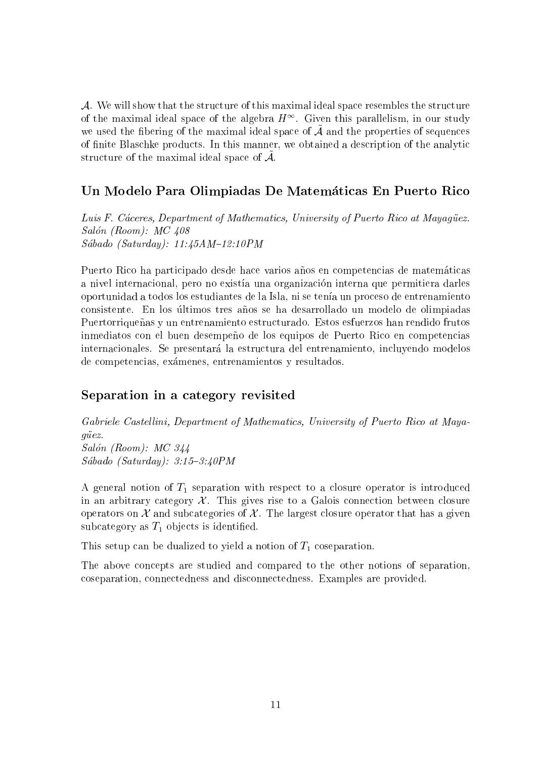$\mathcal{A}$. We will show that the structure of this maximal ideal space resembles the structure of the maximal ideal space of the algebra $H^\infty$. Given this parallelism, in our study we used the fibering of the maximal ideal space of $\tilde{\mathcal{A}}$ and the properties of sequences of finite Blaschke products. In this manner, we obtained a description of the analytic structure of the maximal ideal space of $\tilde{\mathcal{A}}$.

## Un Modelo Para Olimpiadas De Matemáticas En Puerto Rico

*Luis F. Cáceres, Department of Mathematics, University of Puerto Rico at Mayagüez.*
*Salón (Room): MC 408*
*Sábado (Saturday): 11:45AM–12:10PM*

Puerto Rico ha participado desde hace varios años en competencias de matemáticas a nivel internacional, pero no existía una organización interna que permitiera darles oportunidad a todos los estudiantes de la Isla, ni se tenía un proceso de entrenamiento consistente. En los últimos tres años se ha desarrollado un modelo de olimpiadas Puertorriqueñas y un entrenamiento estructurado. Estos esfuerzos han rendido frutos inmediatos con el buen desempeño de los equipos de Puerto Rico en competencias internacionales. Se presentará la estructura del entrenamiento, incluyendo modelos de competencias, exámenes, entrenamientos y resultados.

## Separation in a category revisited

*Gabriele Castellini, Department of Mathematics, University of Puerto Rico at Mayagüez.*
*Salón (Room): MC 344*
*Sábado (Saturday): 3:15–3:40PM*

A general notion of $T_1$ separation with respect to a closure operator is introduced in an arbitrary category $\mathcal{X}$. This gives rise to a Galois connection between closure operators on $\mathcal{X}$ and subcategories of $\mathcal{X}$. The largest closure operator that has a given subcategory as $T_1$ objects is identified.

This setup can be dualized to yield a notion of $T_1$ coseparation.

The above concepts are studied and compared to the other notions of separation, coseparation, connectedness and disconnectedness. Examples are provided.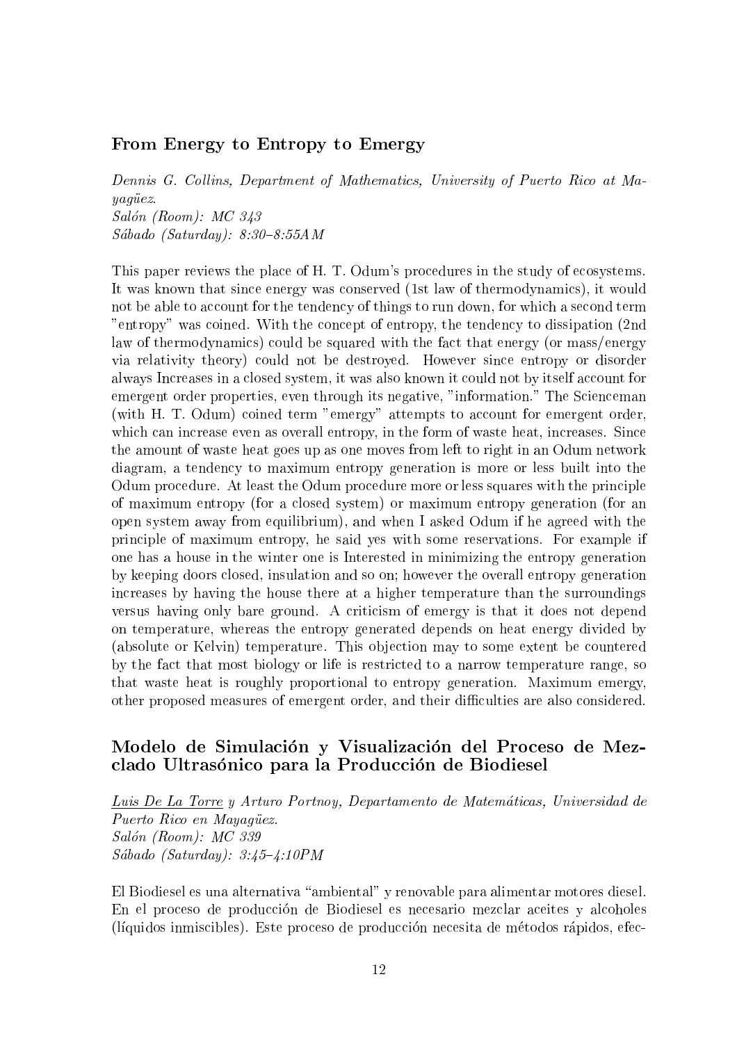### From Energy to Entropy to Emergy

*Dennis G. Collins, Department of Mathematics, University of Puerto Rico at Mayagüez.*
*Salón (Room): MC 343*
*Sábado (Saturday): 8:30–8:55AM*

This paper reviews the place of H. T. Odum's procedures in the study of ecosystems. It was known that since energy was conserved (1st law of thermodynamics), it would not be able to account for the tendency of things to run down, for which a second term "entropy" was coined. With the concept of entropy, the tendency to dissipation (2nd law of thermodynamics) could be squared with the fact that energy (or mass/energy via relativity theory) could not be destroyed. However since entropy or disorder always Increases in a closed system, it was also known it could not by itself account for emergent order properties, even through its negative, "information." The Scienceman (with H. T. Odum) coined term "emergy" attempts to account for emergent order, which can increase even as overall entropy, in the form of waste heat, increases. Since the amount of waste heat goes up as one moves from left to right in an Odum network diagram, a tendency to maximum entropy generation is more or less built into the Odum procedure. At least the Odum procedure more or less squares with the principle of maximum entropy (for a closed system) or maximum entropy generation (for an open system away from equilibrium), and when I asked Odum if he agreed with the principle of maximum entropy, he said yes with some reservations. For example if one has a house in the winter one is Interested in minimizing the entropy generation by keeping doors closed, insulation and so on; however the overall entropy generation increases by having the house there at a higher temperature than the surroundings versus having only bare ground. A criticism of emergy is that it does not depend on temperature, whereas the entropy generated depends on heat energy divided by (absolute or Kelvin) temperature. This objection may to some extent be countered by the fact that most biology or life is restricted to a narrow temperature range, so that waste heat is roughly proportional to entropy generation. Maximum emergy, other proposed measures of emergent order, and their difficulties are also considered.

### Modelo de Simulación y Visualización del Proceso de Mezclado Ultrasónico para la Producción de Biodiesel

*Luis De La Torre y Arturo Portnoy, Departamento de Matemáticas, Universidad de Puerto Rico en Mayagüez.*
*Salón (Room): MC 339*
*Sábado (Saturday): 3:45–4:10PM*

El Biodiesel es una alternativa "ambiental" y renovable para alimentar motores diesel. En el proceso de producción de Biodiesel es necesario mezclar aceites y alcoholes (líquidos inmiscibles). Este proceso de producción necesita de métodos rápidos, efec-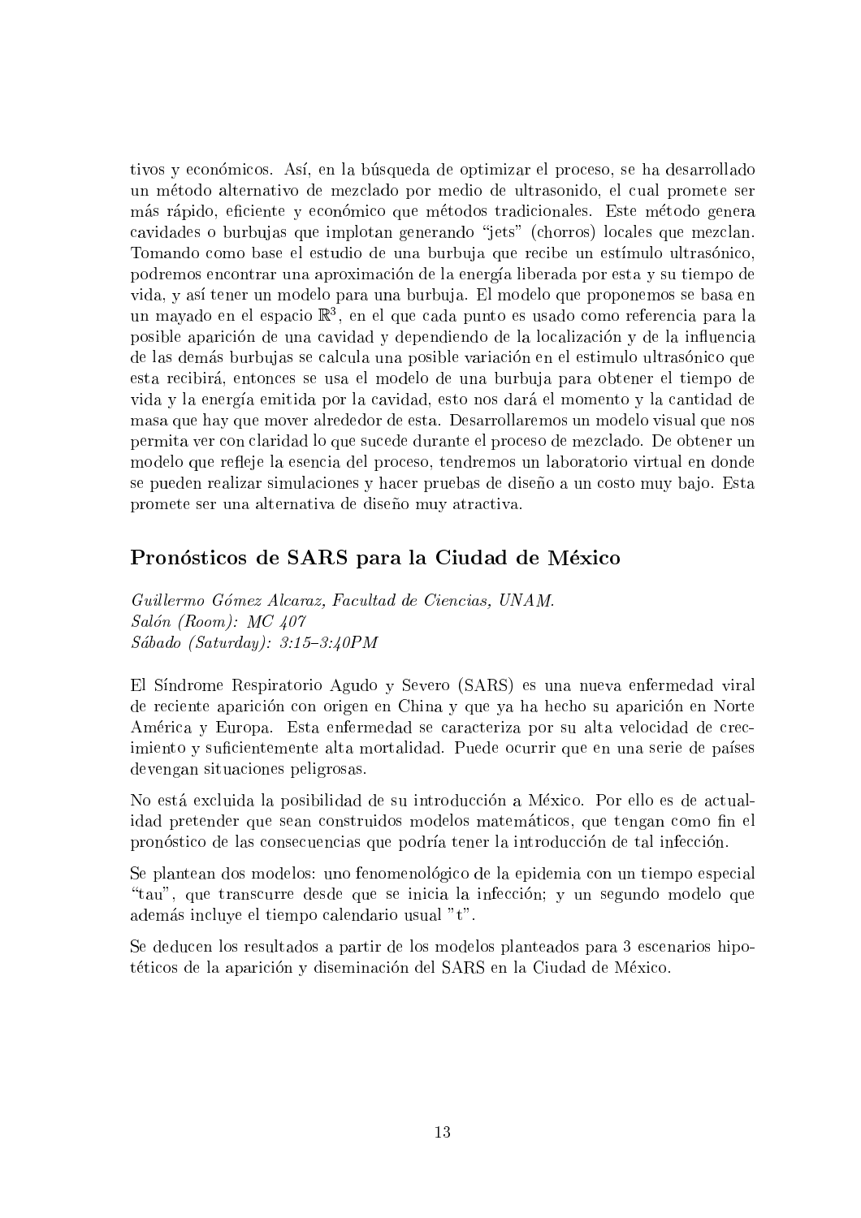tivos y económicos. Así, en la búsqueda de optimizar el proceso, se ha desarrollado un método alternativo de mezclado por medio de ultrasonido, el cual promete ser más rápido, eficiente y económico que métodos tradicionales. Este método genera cavidades o burbujas que implotan generando "jets" (chorros) locales que mezclan. Tomando como base el estudio de una burbuja que recibe un estímulo ultrasónico, podremos encontrar una aproximación de la energía liberada por esta y su tiempo de vida, y así tener un modelo para una burbuja. El modelo que proponemos se basa en un mayado en el espacio $\mathbb{R}^3$, en el que cada punto es usado como referencia para la posible aparición de una cavidad y dependiendo de la localización y de la influencia de las demás burbujas se calcula una posible variación en el estimulo ultrasónico que esta recibirá, entonces se usa el modelo de una burbuja para obtener el tiempo de vida y la energía emitida por la cavidad, esto nos dará el momento y la cantidad de masa que hay que mover alrededor de esta. Desarrollaremos un modelo visual que nos permita ver con claridad lo que sucede durante el proceso de mezclado. De obtener un modelo que refleje la esencia del proceso, tendremos un laboratorio virtual en donde se pueden realizar simulaciones y hacer pruebas de diseño a un costo muy bajo. Esta promete ser una alternativa de diseño muy atractiva.

## Pronósticos de SARS para la Ciudad de México

*Guillermo Gómez Alcaraz, Facultad de Ciencias, UNAM.*
*Salón (Room): MC 407*
*Sábado (Saturday): 3:15–3:40PM*

El Síndrome Respiratorio Agudo y Severo (SARS) es una nueva enfermedad viral de reciente aparición con origen en China y que ya ha hecho su aparición en Norte América y Europa. Esta enfermedad se caracteriza por su alta velocidad de crecimiento y suficientemente alta mortalidad. Puede ocurrir que en una serie de países devengan situaciones peligrosas.

No está excluida la posibilidad de su introducción a México. Por ello es de actualidad pretender que sean construidos modelos matemáticos, que tengan como fin el pronóstico de las consecuencias que podría tener la introducción de tal infección.

Se plantean dos modelos: uno fenomenológico de la epidemia con un tiempo especial "tau", que transcurre desde que se inicia la infección; y un segundo modelo que además incluye el tiempo calendario usual "t".

Se deducen los resultados a partir de los modelos planteados para 3 escenarios hipotéticos de la aparición y diseminación del SARS en la Ciudad de México.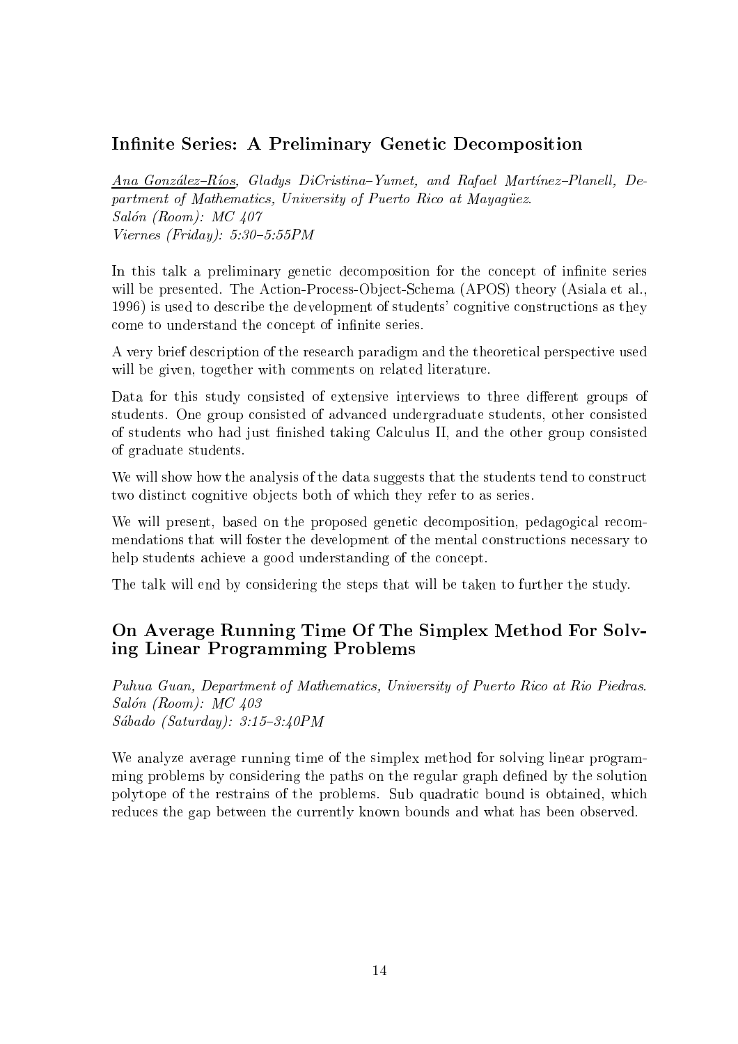## Infinite Series: A Preliminary Genetic Decomposition

*<u>Ana González–Ríos</u>, Gladys DiCristina–Yumet, and Rafael Martínez–Planell, Department of Mathematics, University of Puerto Rico at Mayagüez.*
*Salón (Room): MC 407*
*Viernes (Friday): 5:30–5:55PM*

In this talk a preliminary genetic decomposition for the concept of infinite series will be presented. The Action-Process-Object-Schema (APOS) theory (Asiala et al., 1996) is used to describe the development of students' cognitive constructions as they come to understand the concept of infinite series.

A very brief description of the research paradigm and the theoretical perspective used will be given, together with comments on related literature.

Data for this study consisted of extensive interviews to three different groups of students. One group consisted of advanced undergraduate students, other consisted of students who had just finished taking Calculus II, and the other group consisted of graduate students.

We will show how the analysis of the data suggests that the students tend to construct two distinct cognitive objects both of which they refer to as series.

We will present, based on the proposed genetic decomposition, pedagogical recommendations that will foster the development of the mental constructions necessary to help students achieve a good understanding of the concept.

The talk will end by considering the steps that will be taken to further the study.

## On Average Running Time Of The Simplex Method For Solving Linear Programming Problems

*Puhua Guan, Department of Mathematics, University of Puerto Rico at Rio Piedras.*
*Salón (Room): MC 403*
*Sábado (Saturday): 3:15–3:40PM*

We analyze average running time of the simplex method for solving linear programming problems by considering the paths on the regular graph defined by the solution polytope of the restrains of the problems. Sub quadratic bound is obtained, which reduces the gap between the currently known bounds and what has been observed.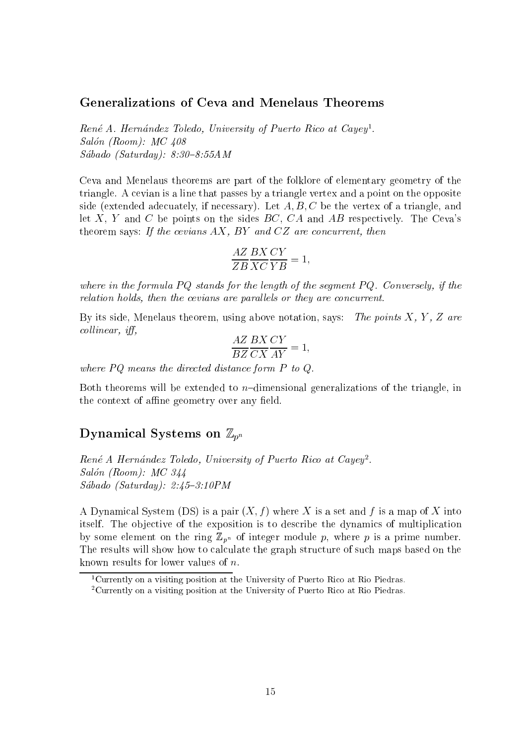## Generalizations of Ceva and Menelaus Theorems

*René A. Hernández Toledo, University of Puerto Rico at Cayey*[1].
*Salón (Room): MC 408*
*Sábado (Saturday): 8:30–8:55AM*

Ceva and Menelaus theorems are part of the folklore of elementary geometry of the triangle. A cevian is a line that passes by a triangle vertex and a point on the opposite side (extended adecuately, if necessary). Let $A, B, C$ be the vertex of a triangle, and let $X$, $Y$ and $C$ be points on the sides $BC$, $CA$ and $AB$ respectively. The Ceva's theorem says: *If the cevians $AX$, $BY$ and $CZ$ are concurrent, then*

$$\frac{AZ}{ZB}\frac{BX}{XC}\frac{CY}{YB} = 1,$$

*where in the formula $PQ$ stands for the length of the segment $PQ$. Conversely, if the relation holds, then the cevians are parallels or they are concurrent.*

By its side, Menelaus theorem, using above notation, says: *The points $X$, $Y$, $Z$ are collinear, iff,*

$$\frac{AZ}{BZ}\frac{BX}{CX}\frac{CY}{AY} = 1,$$

*where $PQ$ means the directed distance form $P$ to $Q$.*

Both theorems will be extended to $n$–dimensional generalizations of the triangle, in the context of affine geometry over any field.

## Dynamical Systems on $\mathbb{Z}_{p^n}$

*René A Hernández Toledo, University of Puerto Rico at Cayey*[2].
*Salón (Room): MC 344*
*Sábado (Saturday): 2:45–3:10PM*

A Dynamical System (DS) is a pair $(X, f)$ where $X$ is a set and $f$ is a map of $X$ into itself. The objective of the exposition is to describe the dynamics of multiplication by some element on the ring $\mathbb{Z}_{p^n}$ of integer module $p$, where $p$ is a prime number. The results will show how to calculate the graph structure of such maps based on the known results for lower values of $n$.

[1] Currently on a visiting position at the University of Puerto Rico at Rio Piedras.

[2] Currently on a visiting position at the University of Puerto Rico at Rio Piedras.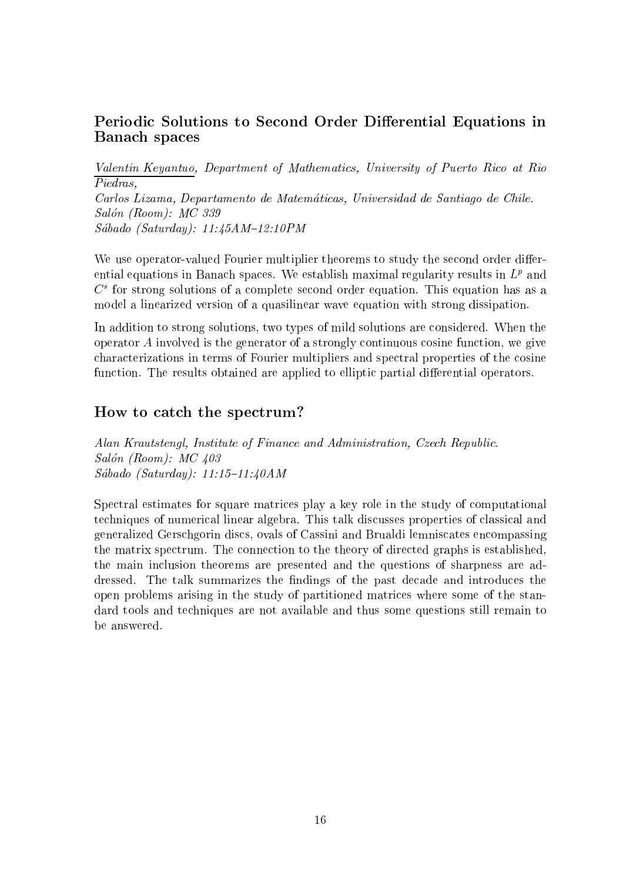### Periodic Solutions to Second Order Differential Equations in Banach spaces

*Valentin Keyantuo, Department of Mathematics, University of Puerto Rico at Rio Piedras,*
*Carlos Lizama, Departamento de Matemáticas, Universidad de Santiago de Chile.*
*Salón (Room): MC 339*
*Sábado (Saturday): 11:45AM–12:10PM*

We use operator-valued Fourier multiplier theorems to study the second order differential equations in Banach spaces. We establish maximal regularity results in $L^p$ and $C^s$ for strong solutions of a complete second order equation. This equation has as a model a linearized version of a quasilinear wave equation with strong dissipation.

In addition to strong solutions, two types of mild solutions are considered. When the operator $A$ involved is the generator of a strongly continuous cosine function, we give characterizations in terms of Fourier multipliers and spectral properties of the cosine function. The results obtained are applied to elliptic partial differential operators.

### How to catch the spectrum?

*Alan Krautstengl, Institute of Finance and Administration, Czech Republic.*
*Salón (Room): MC 403*
*Sábado (Saturday): 11:15–11:40AM*

Spectral estimates for square matrices play a key role in the study of computational techniques of numerical linear algebra. This talk discusses properties of classical and generalized Gerschgorin discs, ovals of Cassini and Brualdi lemniscates encompassing the matrix spectrum. The connection to the theory of directed graphs is established, the main inclusion theorems are presented and the questions of sharpness are addressed. The talk summarizes the findings of the past decade and introduces the open problems arising in the study of partitioned matrices where some of the standard tools and techniques are not available and thus some questions still remain to be answered.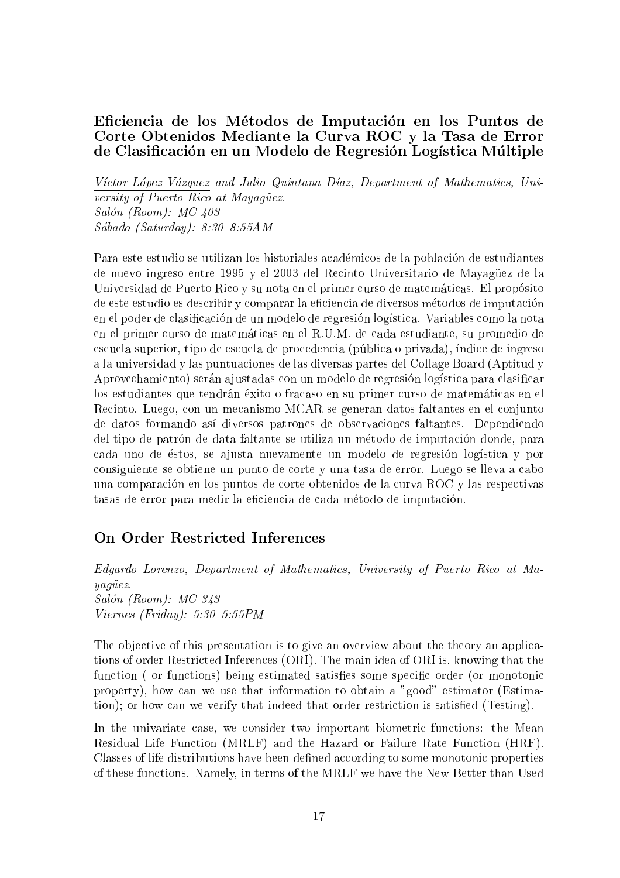### Eficiencia de los Métodos de Imputación en los Puntos de Corte Obtenidos Mediante la Curva ROC y la Tasa de Error de Clasificación en un Modelo de Regresión Logística Múltiple

*Víctor López Vázquez and Julio Quintana Díaz, Department of Mathematics, University of Puerto Rico at Mayagüez.*
*Salón (Room): MC 403*
*Sábado (Saturday): 8:30–8:55AM*

Para este estudio se utilizan los historiales académicos de la población de estudiantes de nuevo ingreso entre 1995 y el 2003 del Recinto Universitario de Mayagüez de la Universidad de Puerto Rico y su nota en el primer curso de matemáticas. El propósito de este estudio es describir y comparar la eficiencia de diversos métodos de imputación en el poder de clasificación de un modelo de regresión logística. Variables como la nota en el primer curso de matemáticas en el R.U.M. de cada estudiante, su promedio de escuela superior, tipo de escuela de procedencia (pública o privada), índice de ingreso a la universidad y las puntuaciones de las diversas partes del Collage Board (Aptitud y Aprovechamiento) serán ajustadas con un modelo de regresión logística para clasificar los estudiantes que tendrán éxito o fracaso en su primer curso de matemáticas en el Recinto. Luego, con un mecanismo MCAR se generan datos faltantes en el conjunto de datos formando así diversos patrones de observaciones faltantes. Dependiendo del tipo de patrón de data faltante se utiliza un método de imputación donde, para cada uno de éstos, se ajusta nuevamente un modelo de regresión logística y por consiguiente se obtiene un punto de corte y una tasa de error. Luego se lleva a cabo una comparación en los puntos de corte obtenidos de la curva ROC y las respectivas tasas de error para medir la eficiencia de cada método de imputación.

### On Order Restricted Inferences

*Edgardo Lorenzo, Department of Mathematics, University of Puerto Rico at Mayagüez.*
*Salón (Room): MC 343*
*Viernes (Friday): 5:30–5:55PM*

The objective of this presentation is to give an overview about the theory an applications of order Restricted Inferences (ORI). The main idea of ORI is, knowing that the function ( or functions) being estimated satisfies some specific order (or monotonic property), how can we use that information to obtain a "good" estimator (Estimation); or how can we verify that indeed that order restriction is satisfied (Testing).

In the univariate case, we consider two important biometric functions: the Mean Residual Life Function (MRLF) and the Hazard or Failure Rate Function (HRF). Classes of life distributions have been defined according to some monotonic properties of these functions. Namely, in terms of the MRLF we have the New Better than Used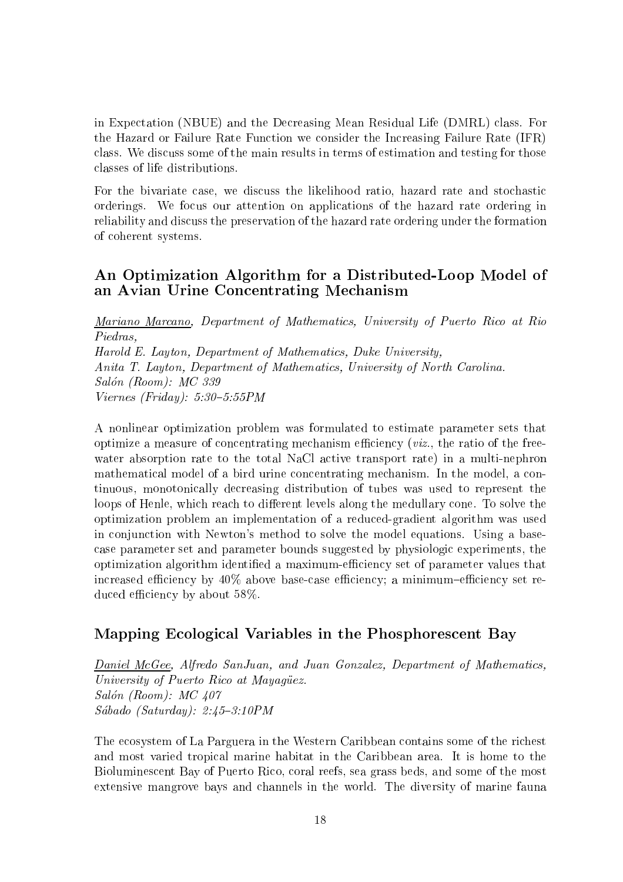in Expectation (NBUE) and the Decreasing Mean Residual Life (DMRL) class. For the Hazard or Failure Rate Function we consider the Increasing Failure Rate (IFR) class. We discuss some of the main results in terms of estimation and testing for those classes of life distributions.

For the bivariate case, we discuss the likelihood ratio, hazard rate and stochastic orderings. We focus our attention on applications of the hazard rate ordering in reliability and discuss the preservation of the hazard rate ordering under the formation of coherent systems.

## An Optimization Algorithm for a Distributed-Loop Model of an Avian Urine Concentrating Mechanism

*Mariano Marcano, Department of Mathematics, University of Puerto Rico at Rio Piedras,*
*Harold E. Layton, Department of Mathematics, Duke University,*
*Anita T. Layton, Department of Mathematics, University of North Carolina.*
*Salón (Room): MC 339*
*Viernes (Friday): 5:30–5:55PM*

A nonlinear optimization problem was formulated to estimate parameter sets that optimize a measure of concentrating mechanism efficiency (*viz.*, the ratio of the free-water absorption rate to the total NaCl active transport rate) in a multi-nephron mathematical model of a bird urine concentrating mechanism. In the model, a continuous, monotonically decreasing distribution of tubes was used to represent the loops of Henle, which reach to different levels along the medullary cone. To solve the optimization problem an implementation of a reduced-gradient algorithm was used in conjunction with Newton's method to solve the model equations. Using a base-case parameter set and parameter bounds suggested by physiologic experiments, the optimization algorithm identified a maximum-efficiency set of parameter values that increased efficiency by 40% above base-case efficiency; a minimum–efficiency set reduced efficiency by about 58%.

## Mapping Ecological Variables in the Phosphorescent Bay

*Daniel McGee, Alfredo SanJuan, and Juan Gonzalez, Department of Mathematics, University of Puerto Rico at Mayagüez.*
*Salón (Room): MC 407*
*Sábado (Saturday): 2:45–3:10PM*

The ecosystem of La Parguera in the Western Caribbean contains some of the richest and most varied tropical marine habitat in the Caribbean area. It is home to the Bioluminescent Bay of Puerto Rico, coral reefs, sea grass beds, and some of the most extensive mangrove bays and channels in the world. The diversity of marine fauna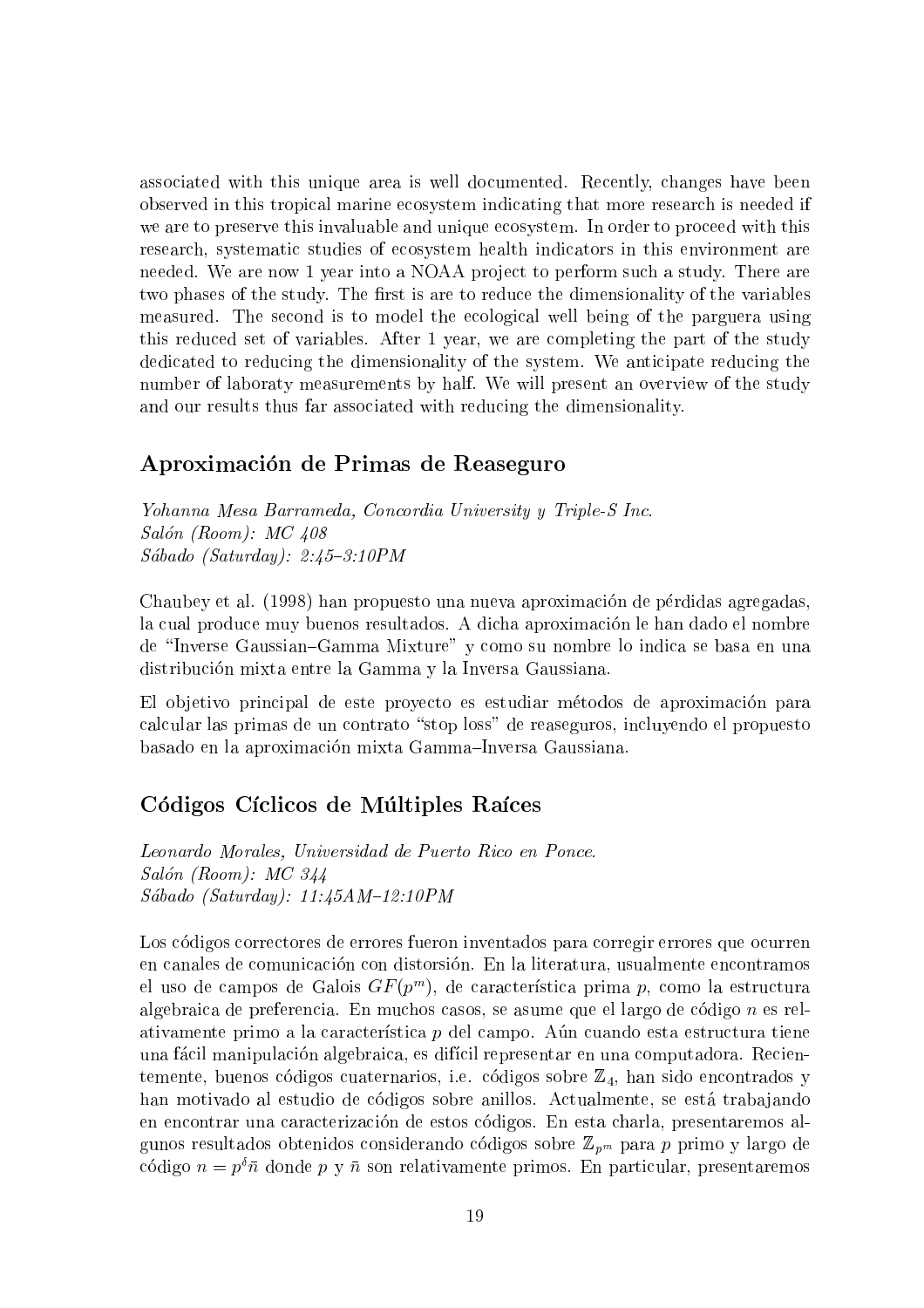associated with this unique area is well documented. Recently, changes have been observed in this tropical marine ecosystem indicating that more research is needed if we are to preserve this invaluable and unique ecosystem. In order to proceed with this research, systematic studies of ecosystem health indicators in this environment are needed. We are now 1 year into a NOAA project to perform such a study. There are two phases of the study. The first is are to reduce the dimensionality of the variables measured. The second is to model the ecological well being of the parguera using this reduced set of variables. After 1 year, we are completing the part of the study dedicated to reducing the dimensionality of the system. We anticipate reducing the number of laboraty measurements by half. We will present an overview of the study and our results thus far associated with reducing the dimensionality.

## Aproximación de Primas de Reaseguro

*Yohanna Mesa Barrameda, Concordia University y Triple-S Inc.*
*Salón (Room): MC 408*
*Sábado (Saturday): 2:45–3:10PM*

Chaubey et al. (1998) han propuesto una nueva aproximación de pérdidas agregadas, la cual produce muy buenos resultados. A dicha aproximación le han dado el nombre de "Inverse Gaussian–Gamma Mixture" y como su nombre lo indica se basa en una distribución mixta entre la Gamma y la Inversa Gaussiana.

El objetivo principal de este proyecto es estudiar métodos de aproximación para calcular las primas de un contrato "stop loss" de reaseguros, incluyendo el propuesto basado en la aproximación mixta Gamma–Inversa Gaussiana.

## Códigos Cíclicos de Múltiples Raíces

*Leonardo Morales, Universidad de Puerto Rico en Ponce.*
*Salón (Room): MC 344*
*Sábado (Saturday): 11:45AM–12:10PM*

Los códigos correctores de errores fueron inventados para corregir errores que ocurren en canales de comunicación con distorsión. En la literatura, usualmente encontramos el uso de campos de Galois $GF(p^m)$, de característica prima $p$, como la estructura algebraica de preferencia. En muchos casos, se asume que el largo de código $n$ es relativamente primo a la característica $p$ del campo. Aún cuando esta estructura tiene una fácil manipulación algebraica, es difícil representar en una computadora. Recientemente, buenos códigos cuaternarios, i.e. códigos sobre $\mathbb{Z}_4$, han sido encontrados y han motivado al estudio de códigos sobre anillos. Actualmente, se está trabajando en encontrar una caracterización de estos códigos. En esta charla, presentaremos algunos resultados obtenidos considerando códigos sobre $\mathbb{Z}_{p^m}$ para $p$ primo y largo de código $n = p^\delta \bar{n}$ donde $p$ y $\bar{n}$ son relativamente primos. En particular, presentaremos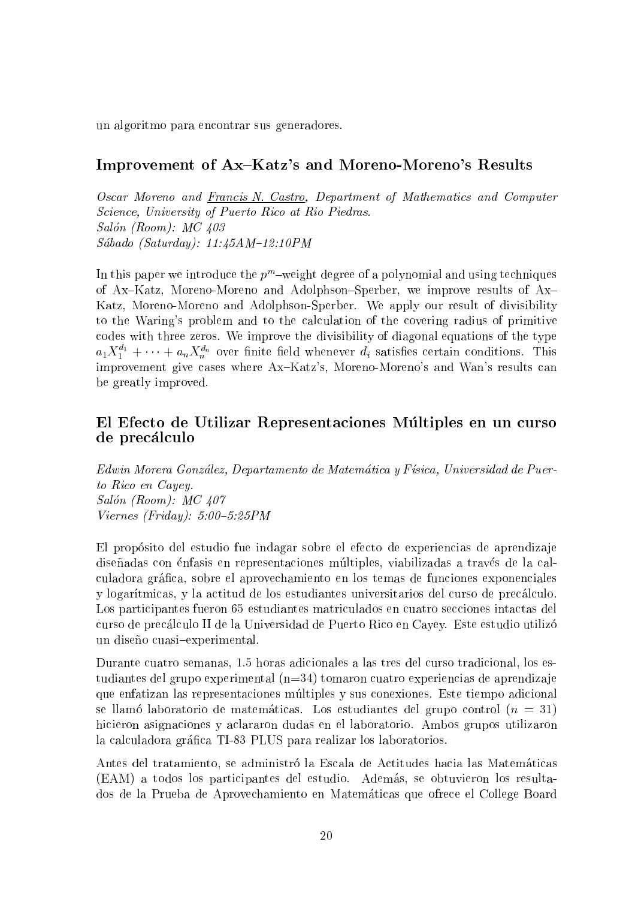un algoritmo para encontrar sus generadores.

## Improvement of Ax–Katz's and Moreno-Moreno's Results

*Oscar Moreno and Francis N. Castro, Department of Mathematics and Computer Science, University of Puerto Rico at Rio Piedras.*
*Salón (Room): MC 403*
*Sábado (Saturday): 11:45AM–12:10PM*

In this paper we introduce the $p^m$–weight degree of a polynomial and using techniques of Ax–Katz, Moreno-Moreno and Adolphson–Sperber, we improve results of Ax–Katz, Moreno-Moreno and Adolphson-Sperber. We apply our result of divisibility to the Waring's problem and to the calculation of the covering radius of primitive codes with three zeros. We improve the divisibility of diagonal equations of the type $a_1X_1^{d_1} + \cdots + a_nX_n^{d_n}$ over finite field whenever $d_i$ satisfies certain conditions. This improvement give cases where Ax–Katz's, Moreno-Moreno's and Wan's results can be greatly improved.

## El Efecto de Utilizar Representaciones Múltiples en un curso de precálculo

*Edwin Morera González, Departamento de Matemática y Física, Universidad de Puerto Rico en Cayey.*
*Salón (Room): MC 407*
*Viernes (Friday): 5:00–5:25PM*

El propósito del estudio fue indagar sobre el efecto de experiencias de aprendizaje diseñadas con énfasis en representaciones múltiples, viabilizadas a través de la calculadora gráfica, sobre el aprovechamiento en los temas de funciones exponenciales y logarítmicas, y la actitud de los estudiantes universitarios del curso de precálculo. Los participantes fueron 65 estudiantes matriculados en cuatro secciones intactas del curso de precálculo II de la Universidad de Puerto Rico en Cayey. Este estudio utilizó un diseño cuasi–experimental.

Durante cuatro semanas, 1.5 horas adicionales a las tres del curso tradicional, los estudiantes del grupo experimental (n=34) tomaron cuatro experiencias de aprendizaje que enfatizan las representaciones múltiples y sus conexiones. Este tiempo adicional se llamó laboratorio de matemáticas. Los estudiantes del grupo control ($n = 31$) hicieron asignaciones y aclararon dudas en el laboratorio. Ambos grupos utilizaron la calculadora gráfica TI-83 PLUS para realizar los laboratorios.

Antes del tratamiento, se administró la Escala de Actitudes hacia las Matemáticas (EAM) a todos los participantes del estudio. Además, se obtuvieron los resultados de la Prueba de Aprovechamiento en Matemáticas que ofrece el College Board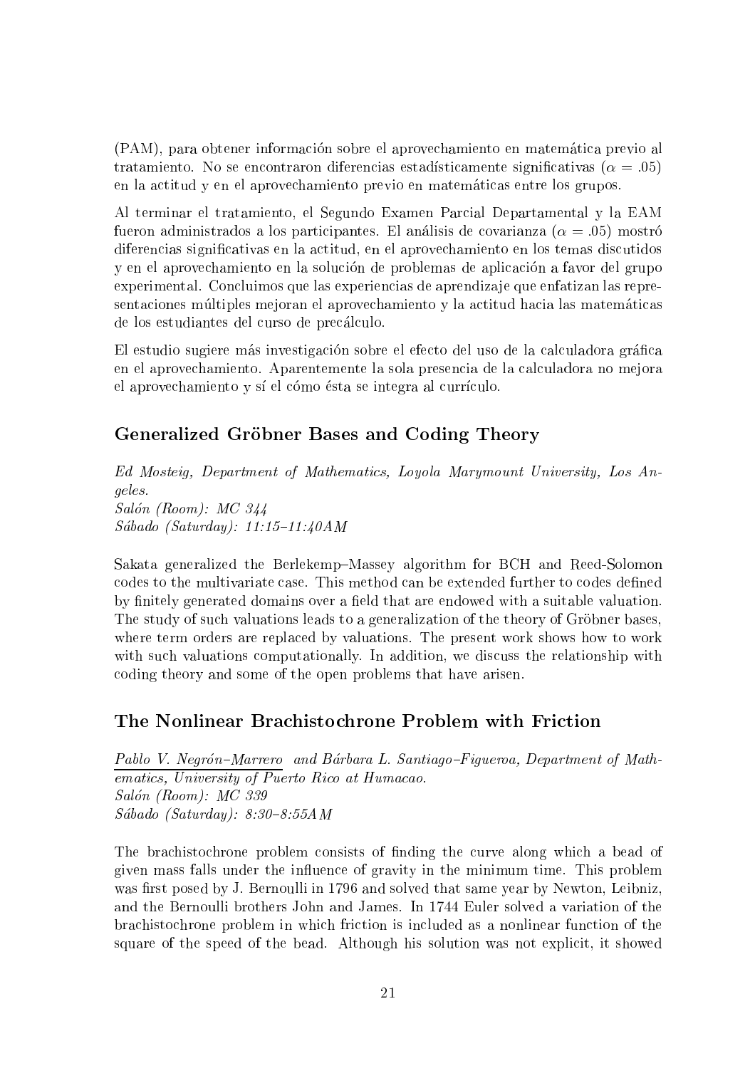(PAM), para obtener información sobre el aprovechamiento en matemática previo al tratamiento. No se encontraron diferencias estadísticamente significativas ($\alpha = .05$) en la actitud y en el aprovechamiento previo en matemáticas entre los grupos.

Al terminar el tratamiento, el Segundo Examen Parcial Departamental y la EAM fueron administrados a los participantes. El análisis de covarianza ($\alpha = .05$) mostró diferencias significativas en la actitud, en el aprovechamiento en los temas discutidos y en el aprovechamiento en la solución de problemas de aplicación a favor del grupo experimental. Concluimos que las experiencias de aprendizaje que enfatizan las representaciones múltiples mejoran el aprovechamiento y la actitud hacia las matemáticas de los estudiantes del curso de precálculo.

El estudio sugiere más investigación sobre el efecto del uso de la calculadora gráfica en el aprovechamiento. Aparentemente la sola presencia de la calculadora no mejora el aprovechamiento y sí el cómo ésta se integra al currículo.

## Generalized Gröbner Bases and Coding Theory

*Ed Mosteig, Department of Mathematics, Loyola Marymount University, Los Angeles.*
*Salón (Room): MC 344*
*Sábado (Saturday): 11:15–11:40AM*

Sakata generalized the Berlekemp–Massey algorithm for BCH and Reed-Solomon codes to the multivariate case. This method can be extended further to codes defined by finitely generated domains over a field that are endowed with a suitable valuation. The study of such valuations leads to a generalization of the theory of Gröbner bases, where term orders are replaced by valuations. The present work shows how to work with such valuations computationally. In addition, we discuss the relationship with coding theory and some of the open problems that have arisen.

## The Nonlinear Brachistochrone Problem with Friction

*Pablo V. Negrón–Marrero and Bárbara L. Santiago–Figueroa, Department of Mathematics, University of Puerto Rico at Humacao.*
*Salón (Room): MC 339*
*Sábado (Saturday): 8:30–8:55AM*

The brachistochrone problem consists of finding the curve along which a bead of given mass falls under the influence of gravity in the minimum time. This problem was first posed by J. Bernoulli in 1796 and solved that same year by Newton, Leibniz, and the Bernoulli brothers John and James. In 1744 Euler solved a variation of the brachistochrone problem in which friction is included as a nonlinear function of the square of the speed of the bead. Although his solution was not explicit, it showed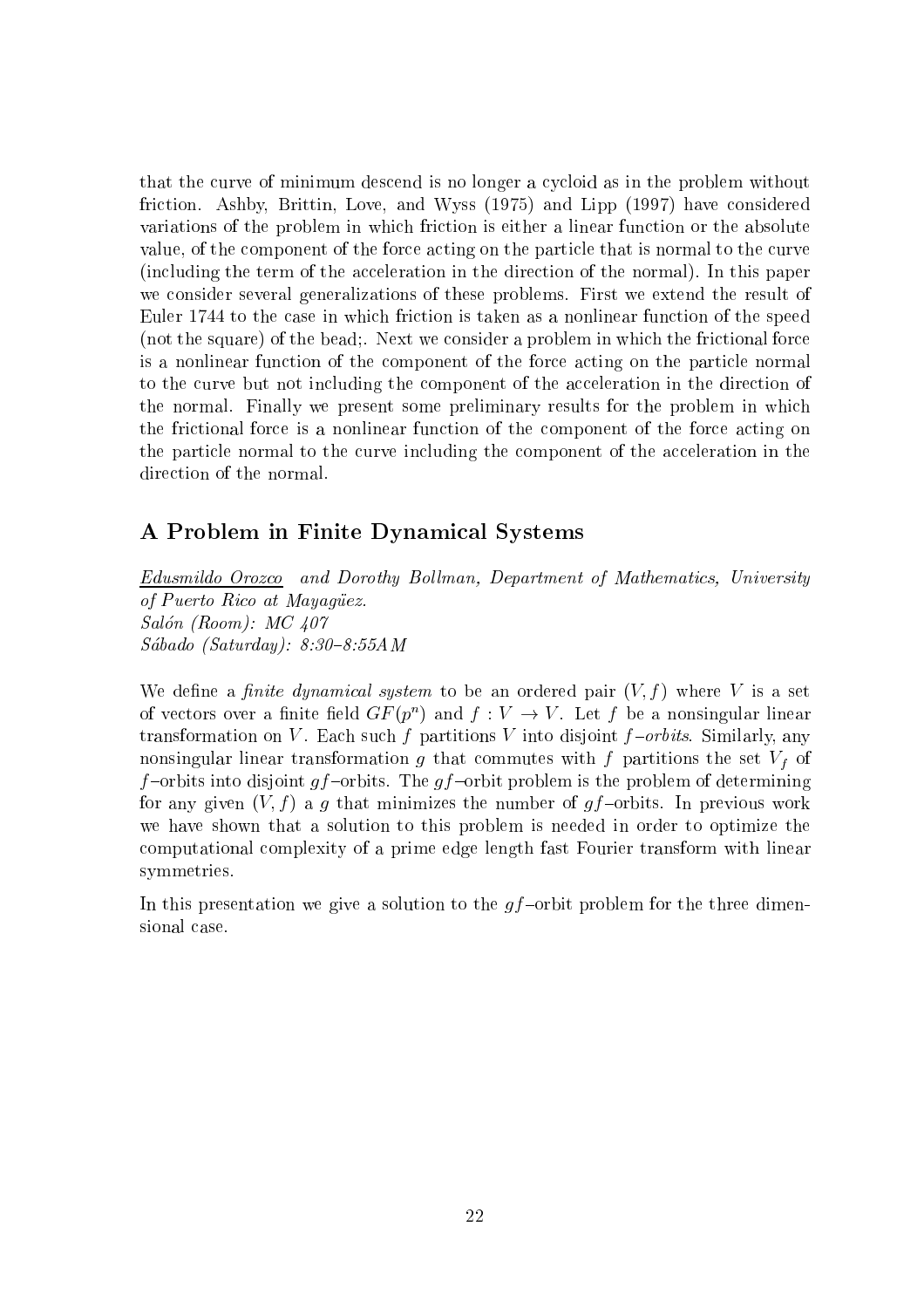that the curve of minimum descend is no longer a cycloid as in the problem without friction. Ashby, Brittin, Love, and Wyss (1975) and Lipp (1997) have considered variations of the problem in which friction is either a linear function or the absolute value, of the component of the force acting on the particle that is normal to the curve (including the term of the acceleration in the direction of the normal). In this paper we consider several generalizations of these problems. First we extend the result of Euler 1744 to the case in which friction is taken as a nonlinear function of the speed (not the square) of the bead;. Next we consider a problem in which the frictional force is a nonlinear function of the component of the force acting on the particle normal to the curve but not including the component of the acceleration in the direction of the normal. Finally we present some preliminary results for the problem in which the frictional force is a nonlinear function of the component of the force acting on the particle normal to the curve including the component of the acceleration in the direction of the normal.

## A Problem in Finite Dynamical Systems

*Edusmildo Orozco* and *Dorothy Bollman, Department of Mathematics, University of Puerto Rico at Mayagüez.*
*Salón (Room): MC 407*
*Sábado (Saturday): 8:30–8:55AM*

We define a *finite dynamical system* to be an ordered pair $(V, f)$ where $V$ is a set of vectors over a finite field $GF(p^n)$ and $f : V \rightarrow V$. Let $f$ be a nonsingular linear transformation on $V$. Each such $f$ partitions $V$ into disjoint $f$*–orbits*. Similarly, any nonsingular linear transformation $g$ that commutes with $f$ partitions the set $V_f$ of $f$–orbits into disjoint $gf$–orbits. The $gf$–orbit problem is the problem of determining for any given $(V, f)$ a $g$ that minimizes the number of $gf$–orbits. In previous work we have shown that a solution to this problem is needed in order to optimize the computational complexity of a prime edge length fast Fourier transform with linear symmetries.

In this presentation we give a solution to the $gf$–orbit problem for the three dimensional case.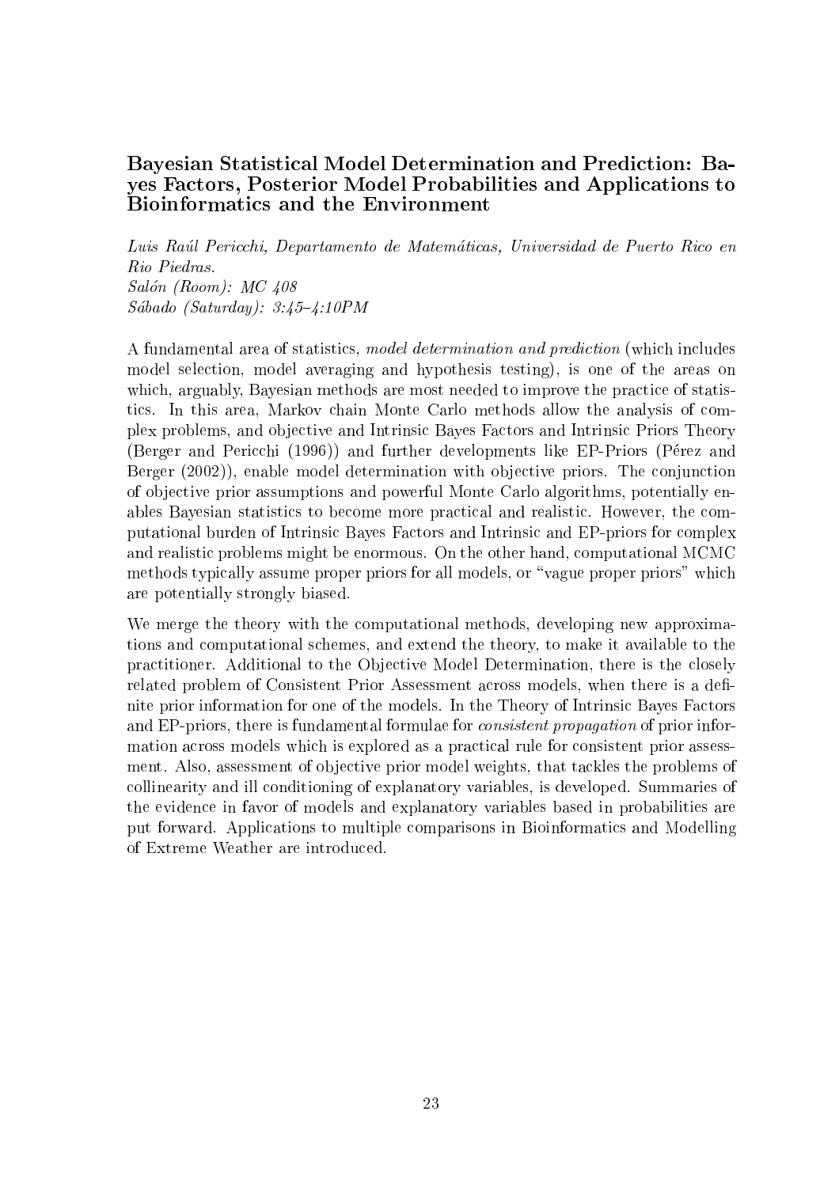## Bayesian Statistical Model Determination and Prediction: Bayes Factors, Posterior Model Probabilities and Applications to Bioinformatics and the Environment

*Luis Raúl Pericchi, Departamento de Matemáticas, Universidad de Puerto Rico en Rio Piedras.*
*Salón (Room): MC 408*
*Sábado (Saturday): 3:45–4:10PM*

A fundamental area of statistics, *model determination and prediction* (which includes model selection, model averaging and hypothesis testing), is one of the areas on which, arguably, Bayesian methods are most needed to improve the practice of statistics. In this area, Markov chain Monte Carlo methods allow the analysis of complex problems, and objective and Intrinsic Bayes Factors and Intrinsic Priors Theory (Berger and Pericchi (1996)) and further developments like EP-Priors (Pérez and Berger (2002)), enable model determination with objective priors. The conjunction of objective prior assumptions and powerful Monte Carlo algorithms, potentially enables Bayesian statistics to become more practical and realistic. However, the computational burden of Intrinsic Bayes Factors and Intrinsic and EP-priors for complex and realistic problems might be enormous. On the other hand, computational MCMC methods typically assume proper priors for all models, or "vague proper priors" which are potentially strongly biased.

We merge the theory with the computational methods, developing new approximations and computational schemes, and extend the theory, to make it available to the practitioner. Additional to the Objective Model Determination, there is the closely related problem of Consistent Prior Assessment across models, when there is a definite prior information for one of the models. In the Theory of Intrinsic Bayes Factors and EP-priors, there is fundamental formulae for *consistent propagation* of prior information across models which is explored as a practical rule for consistent prior assessment. Also, assessment of objective prior model weights, that tackles the problems of collinearity and ill conditioning of explanatory variables, is developed. Summaries of the evidence in favor of models and explanatory variables based in probabilities are put forward. Applications to multiple comparisons in Bioinformatics and Modelling of Extreme Weather are introduced.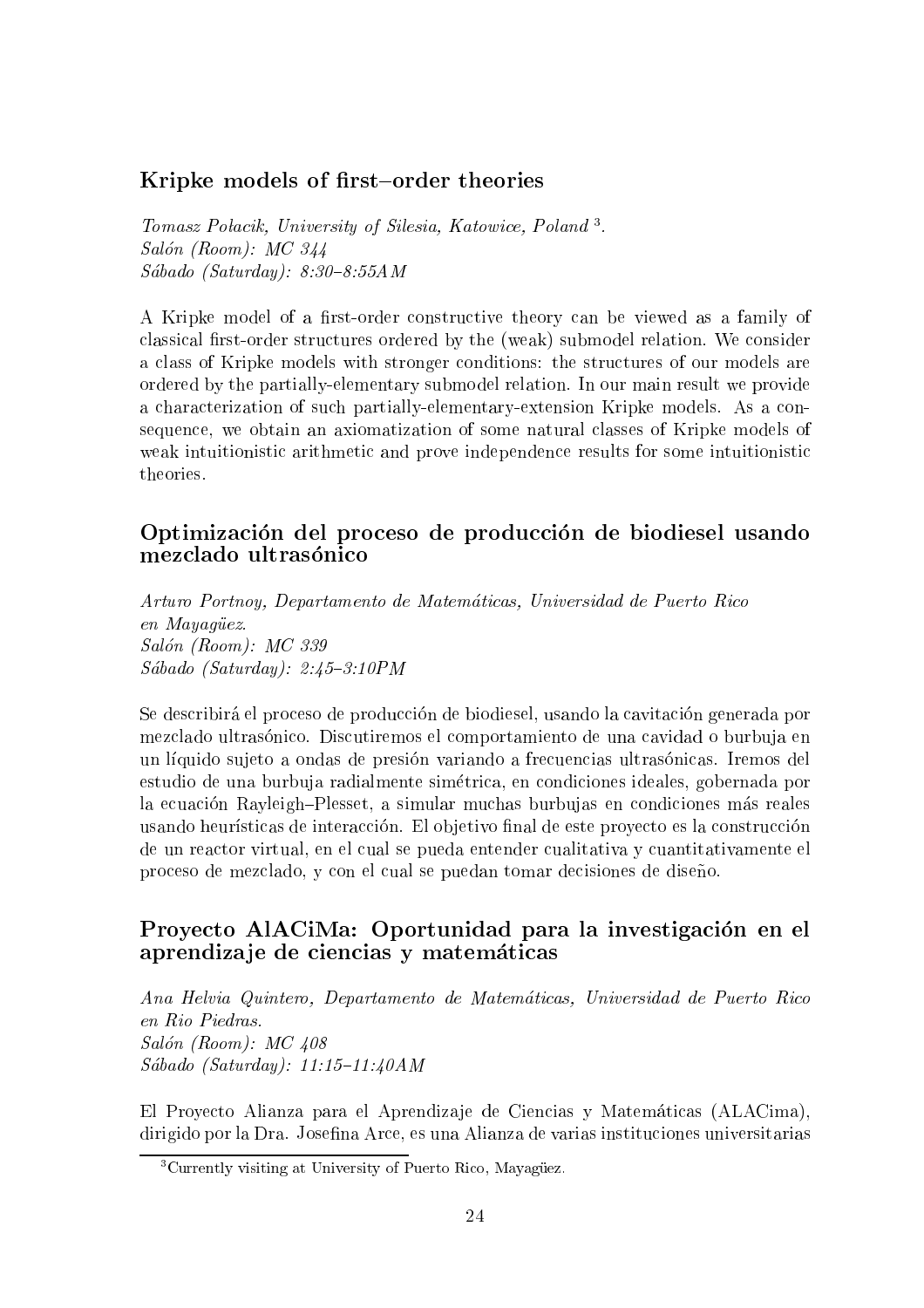## Kripke models of first–order theories

*Tomasz Połacik, University of Silesia, Katowice, Poland* [3].
*Salón (Room): MC 344*
*Sábado (Saturday): 8:30–8:55AM*

A Kripke model of a first-order constructive theory can be viewed as a family of classical first-order structures ordered by the (weak) submodel relation. We consider a class of Kripke models with stronger conditions: the structures of our models are ordered by the partially-elementary submodel relation. In our main result we provide a characterization of such partially-elementary-extension Kripke models. As a consequence, we obtain an axiomatization of some natural classes of Kripke models of weak intuitionistic arithmetic and prove independence results for some intuitionistic theories.

## Optimización del proceso de producción de biodiesel usando mezclado ultrasónico

*Arturo Portnoy, Departamento de Matemáticas, Universidad de Puerto Rico en Mayagüez.*
*Salón (Room): MC 339*
*Sábado (Saturday): 2:45–3:10PM*

Se describirá el proceso de producción de biodiesel, usando la cavitación generada por mezclado ultrasónico. Discutiremos el comportamiento de una cavidad o burbuja en un líquido sujeto a ondas de presión variando a frecuencias ultrasónicas. Iremos del estudio de una burbuja radialmente simétrica, en condiciones ideales, gobernada por la ecuación Rayleigh–Plesset, a simular muchas burbujas en condiciones más reales usando heurísticas de interacción. El objetivo final de este proyecto es la construcción de un reactor virtual, en el cual se pueda entender cualitativa y cuantitativamente el proceso de mezclado, y con el cual se puedan tomar decisiones de diseño.

## Proyecto AlACiMa: Oportunidad para la investigación en el aprendizaje de ciencias y matemáticas

*Ana Helvia Quintero, Departamento de Matemáticas, Universidad de Puerto Rico en Rio Piedras.*
*Salón (Room): MC 408*
*Sábado (Saturday): 11:15–11:40AM*

El Proyecto Alianza para el Aprendizaje de Ciencias y Matemáticas (ALACima), dirigido por la Dra. Josefina Arce, es una Alianza de varias instituciones universitarias

[3] Currently visiting at University of Puerto Rico, Mayagüez.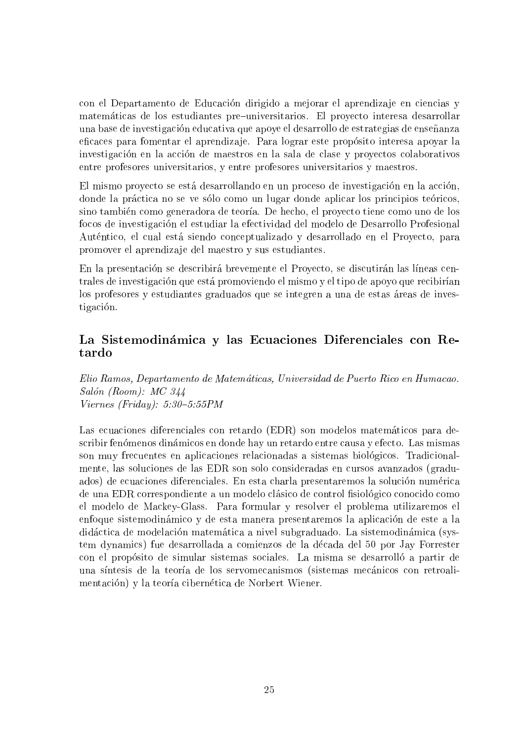con el Departamento de Educación dirigido a mejorar el aprendizaje en ciencias y matemáticas de los estudiantes pre–universitarios. El proyecto interesa desarrollar una base de investigación educativa que apoye el desarrollo de estrategias de enseñanza eficaces para fomentar el aprendizaje. Para lograr este propósito interesa apoyar la investigación en la acción de maestros en la sala de clase y proyectos colaborativos entre profesores universitarios, y entre profesores universitarios y maestros.

El mismo proyecto se está desarrollando en un proceso de investigación en la acción, donde la práctica no se ve sólo como un lugar donde aplicar los principios teóricos, sino también como generadora de teoría. De hecho, el proyecto tiene como uno de los focos de investigación el estudiar la efectividad del modelo de Desarrollo Profesional Auténtico, el cual está siendo conceptualizado y desarrollado en el Proyecto, para promover el aprendizaje del maestro y sus estudiantes.

En la presentación se describirá brevemente el Proyecto, se discutirán las líneas centrales de investigación que está promoviendo el mismo y el tipo de apoyo que recibirían los profesores y estudiantes graduados que se integren a una de estas áreas de investigación.

## La Sistemodinámica y las Ecuaciones Diferenciales con Retardo

*Elio Ramos, Departamento de Matemáticas, Universidad de Puerto Rico en Humacao.*
*Salón (Room): MC 344*
*Viernes (Friday): 5:30–5:55PM*

Las ecuaciones diferenciales con retardo (EDR) son modelos matemáticos para describir fenómenos dinámicos en donde hay un retardo entre causa y efecto. Las mismas son muy frecuentes en aplicaciones relacionadas a sistemas biológicos. Tradicionalmente, las soluciones de las EDR son solo consideradas en cursos avanzados (graduados) de ecuaciones diferenciales. En esta charla presentaremos la solución numérica de una EDR correspondiente a un modelo clásico de control fisiológico conocido como el modelo de Mackey-Glass. Para formular y resolver el problema utilizaremos el enfoque sistemodinámico y de esta manera presentaremos la aplicación de este a la didáctica de modelación matemática a nivel subgraduado. La sistemodinámica (system dynamics) fue desarrollada a comienzos de la década del 50 por Jay Forrester con el propósito de simular sistemas sociales. La misma se desarrolló a partir de una síntesis de la teoría de los servomecanismos (sistemas mecánicos con retroalimentación) y la teoría cibernética de Norbert Wiener.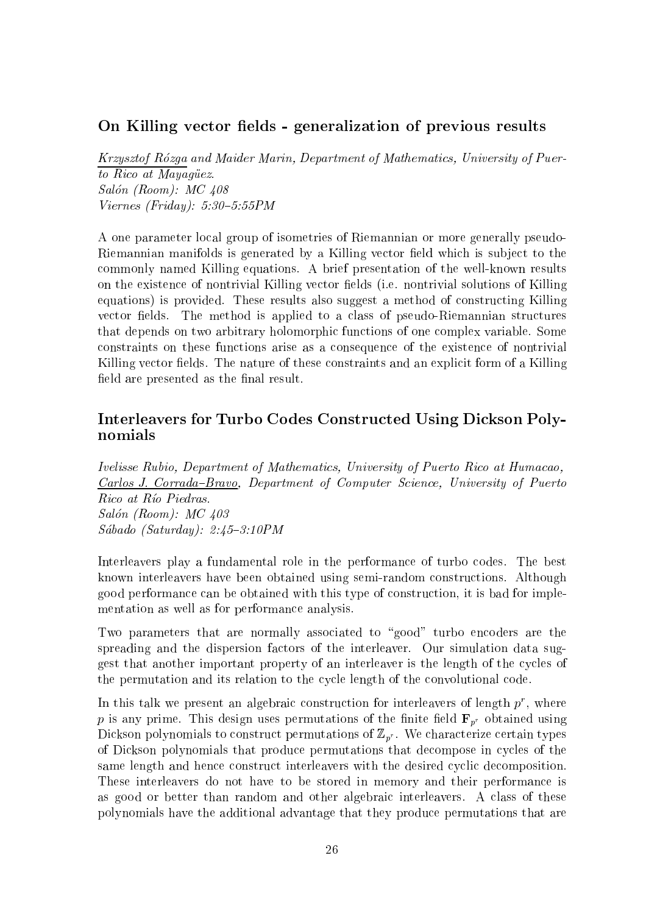## On Killing vector fields - generalization of previous results

*Krzysztof Rózga and Maider Marin, Department of Mathematics, University of Puerto Rico at Mayagüez.*
*Salón (Room): MC 408*
*Viernes (Friday): 5:30–5:55PM*

A one parameter local group of isometries of Riemannian or more generally pseudo-Riemannian manifolds is generated by a Killing vector field which is subject to the commonly named Killing equations. A brief presentation of the well-known results on the existence of nontrivial Killing vector fields (i.e. nontrivial solutions of Killing equations) is provided. These results also suggest a method of constructing Killing vector fields. The method is applied to a class of pseudo-Riemannian structures that depends on two arbitrary holomorphic functions of one complex variable. Some constraints on these functions arise as a consequence of the existence of nontrivial Killing vector fields. The nature of these constraints and an explicit form of a Killing field are presented as the final result.

## Interleavers for Turbo Codes Constructed Using Dickson Polynomials

*Ivelisse Rubio, Department of Mathematics, University of Puerto Rico at Humacao, Carlos J. Corrada–Bravo, Department of Computer Science, University of Puerto Rico at Río Piedras.*
*Salón (Room): MC 403*
*Sábado (Saturday): 2:45–3:10PM*

Interleavers play a fundamental role in the performance of turbo codes. The best known interleavers have been obtained using semi-random constructions. Although good performance can be obtained with this type of construction, it is bad for implementation as well as for performance analysis.

Two parameters that are normally associated to "good" turbo encoders are the spreading and the dispersion factors of the interleaver. Our simulation data suggest that another important property of an interleaver is the length of the cycles of the permutation and its relation to the cycle length of the convolutional code.

In this talk we present an algebraic construction for interleavers of length $p^r$, where $p$ is any prime. This design uses permutations of the finite field $\mathbf{F}_{p^r}$ obtained using Dickson polynomials to construct permutations of $\mathbb{Z}_{p^r}$. We characterize certain types of Dickson polynomials that produce permutations that decompose in cycles of the same length and hence construct interleavers with the desired cyclic decomposition. These interleavers do not have to be stored in memory and their performance is as good or better than random and other algebraic interleavers. A class of these polynomials have the additional advantage that they produce permutations that are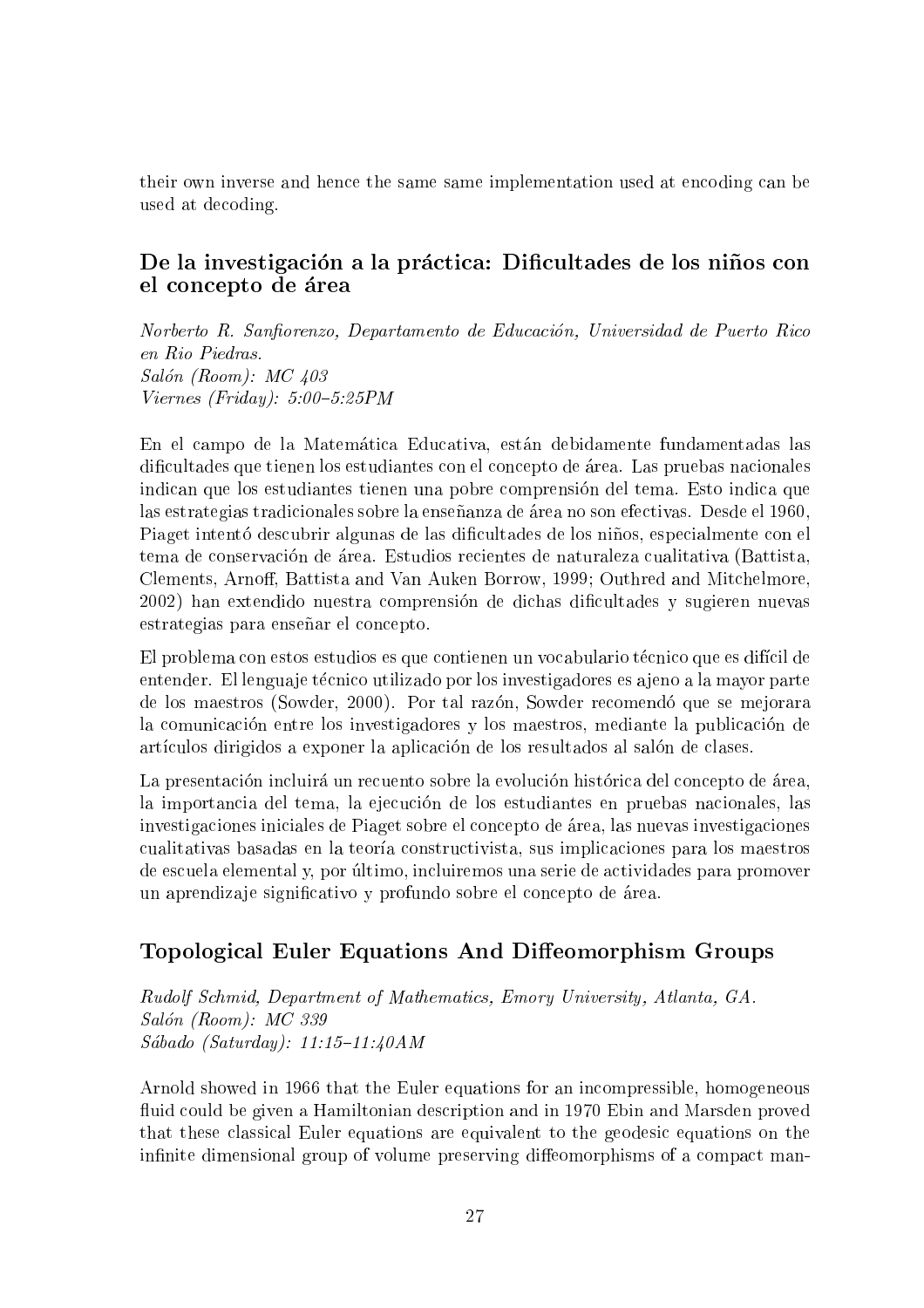their own inverse and hence the same same implementation used at encoding can be used at decoding.

## De la investigación a la práctica: Dificultades de los niños con el concepto de área

*Norberto R. Sanfiorenzo, Departamento de Educación, Universidad de Puerto Rico en Rio Piedras.*
*Salón (Room): MC 403*
*Viernes (Friday): 5:00–5:25PM*

En el campo de la Matemática Educativa, están debidamente fundamentadas las dificultades que tienen los estudiantes con el concepto de área. Las pruebas nacionales indican que los estudiantes tienen una pobre comprensión del tema. Esto indica que las estrategias tradicionales sobre la enseñanza de área no son efectivas. Desde el 1960, Piaget intentó descubrir algunas de las dificultades de los niños, especialmente con el tema de conservación de área. Estudios recientes de naturaleza cualitativa (Battista, Clements, Arnoff, Battista and Van Auken Borrow, 1999; Outhred and Mitchelmore, 2002) han extendido nuestra comprensión de dichas dificultades y sugieren nuevas estrategias para enseñar el concepto.

El problema con estos estudios es que contienen un vocabulario técnico que es difícil de entender. El lenguaje técnico utilizado por los investigadores es ajeno a la mayor parte de los maestros (Sowder, 2000). Por tal razón, Sowder recomendó que se mejorara la comunicación entre los investigadores y los maestros, mediante la publicación de artículos dirigidos a exponer la aplicación de los resultados al salón de clases.

La presentación incluirá un recuento sobre la evolución histórica del concepto de área, la importancia del tema, la ejecución de los estudiantes en pruebas nacionales, las investigaciones iniciales de Piaget sobre el concepto de área, las nuevas investigaciones cualitativas basadas en la teoría constructivista, sus implicaciones para los maestros de escuela elemental y, por último, incluiremos una serie de actividades para promover un aprendizaje significativo y profundo sobre el concepto de área.

## Topological Euler Equations And Diffeomorphism Groups

*Rudolf Schmid, Department of Mathematics, Emory University, Atlanta, GA.*
*Salón (Room): MC 339*
*Sábado (Saturday): 11:15–11:40AM*

Arnold showed in 1966 that the Euler equations for an incompressible, homogeneous fluid could be given a Hamiltonian description and in 1970 Ebin and Marsden proved that these classical Euler equations are equivalent to the geodesic equations on the infinite dimensional group of volume preserving diffeomorphisms of a compact man-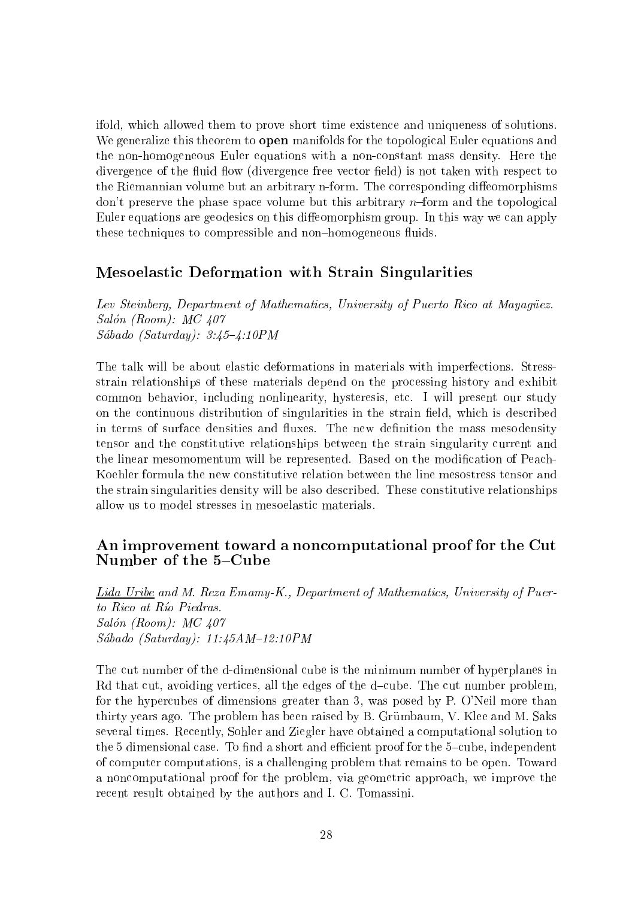ifold, which allowed them to prove short time existence and uniqueness of solutions. We generalize this theorem to **open** manifolds for the topological Euler equations and the non-homogeneous Euler equations with a non-constant mass density. Here the divergence of the fluid flow (divergence free vector field) is not taken with respect to the Riemannian volume but an arbitrary n-form. The corresponding diffeomorphisms don't preserve the phase space volume but this arbitrary $n$–form and the topological Euler equations are geodesics on this diffeomorphism group. In this way we can apply these techniques to compressible and non–homogeneous fluids.

## Mesoelastic Deformation with Strain Singularities

*Lev Steinberg, Department of Mathematics, University of Puerto Rico at Mayagüez.*
*Salón (Room): MC 407*
*Sábado (Saturday): 3:45–4:10PM*

The talk will be about elastic deformations in materials with imperfections. Stress-strain relationships of these materials depend on the processing history and exhibit common behavior, including nonlinearity, hysteresis, etc. I will present our study on the continuous distribution of singularities in the strain field, which is described in terms of surface densities and fluxes. The new definition the mass mesodensity tensor and the constitutive relationships between the strain singularity current and the linear mesomomentum will be represented. Based on the modification of Peach-Koehler formula the new constitutive relation between the line mesostress tensor and the strain singularities density will be also described. These constitutive relationships allow us to model stresses in mesoelastic materials.

## An improvement toward a noncomputational proof for the Cut Number of the 5–Cube

*Lida Uribe and M. Reza Emamy-K., Department of Mathematics, University of Puerto Rico at Río Piedras.*
*Salón (Room): MC 407*
*Sábado (Saturday): 11:45AM–12:10PM*

The cut number of the d-dimensional cube is the minimum number of hyperplanes in Rd that cut, avoiding vertices, all the edges of the d–cube. The cut number problem, for the hypercubes of dimensions greater than 3, was posed by P. O'Neil more than thirty years ago. The problem has been raised by B. Grümbaum, V. Klee and M. Saks several times. Recently, Sohler and Ziegler have obtained a computational solution to the 5 dimensional case. To find a short and efficient proof for the 5–cube, independent of computer computations, is a challenging problem that remains to be open. Toward a noncomputational proof for the problem, via geometric approach, we improve the recent result obtained by the authors and I. C. Tomassini.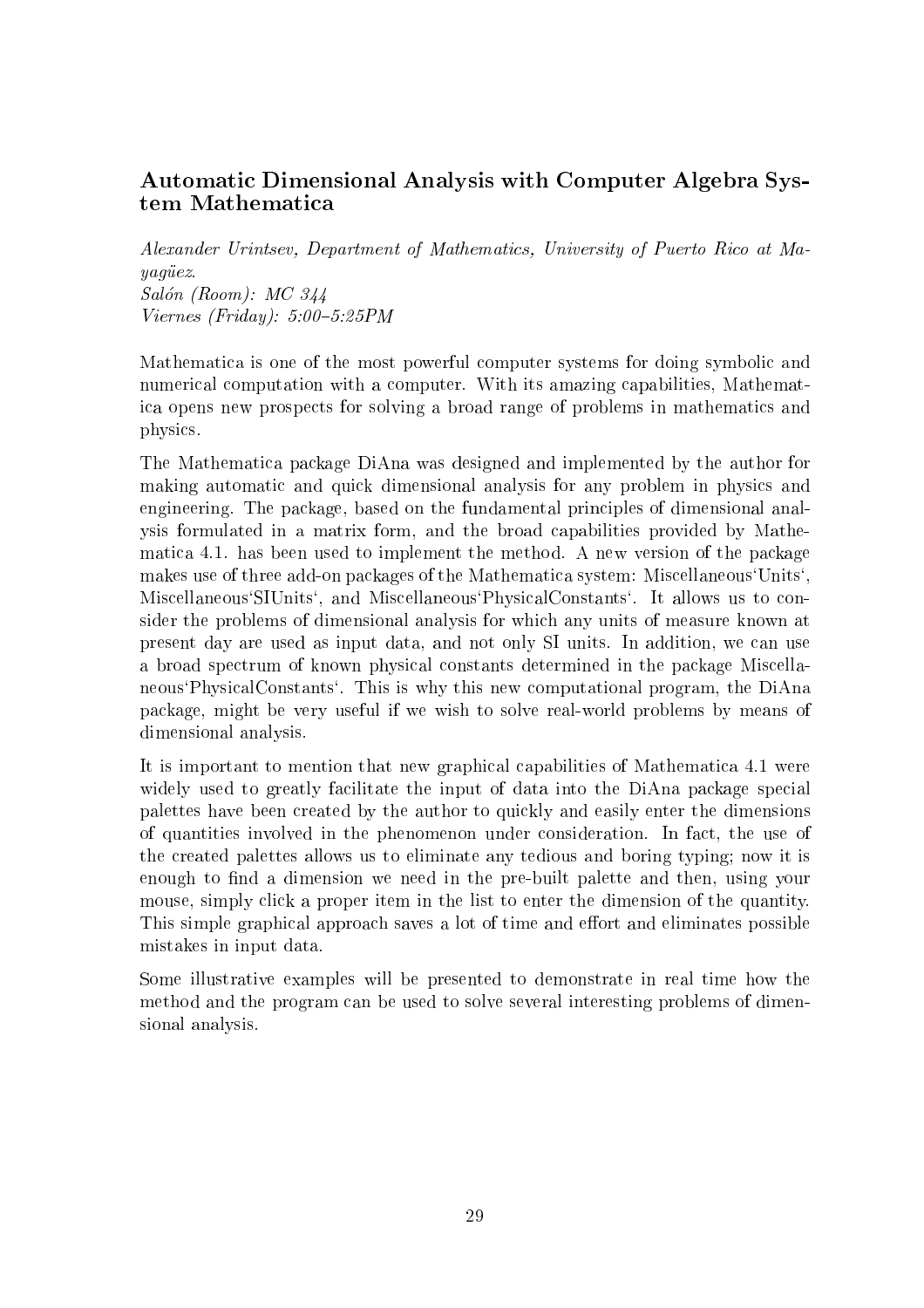## Automatic Dimensional Analysis with Computer Algebra System Mathematica

*Alexander Urintsev, Department of Mathematics, University of Puerto Rico at Mayagüez.*
*Salón (Room): MC 344*
*Viernes (Friday): 5:00–5:25PM*

Mathematica is one of the most powerful computer systems for doing symbolic and numerical computation with a computer. With its amazing capabilities, Mathematica opens new prospects for solving a broad range of problems in mathematics and physics.

The Mathematica package DiAna was designed and implemented by the author for making automatic and quick dimensional analysis for any problem in physics and engineering. The package, based on the fundamental principles of dimensional analysis formulated in a matrix form, and the broad capabilities provided by Mathematica 4.1. has been used to implement the method. A new version of the package makes use of three add-on packages of the Mathematica system: Miscellaneous'Units', Miscellaneous'SIUnits', and Miscellaneous'PhysicalConstants'. It allows us to consider the problems of dimensional analysis for which any units of measure known at present day are used as input data, and not only SI units. In addition, we can use a broad spectrum of known physical constants determined in the package Miscellaneous'PhysicalConstants'. This is why this new computational program, the DiAna package, might be very useful if we wish to solve real-world problems by means of dimensional analysis.

It is important to mention that new graphical capabilities of Mathematica 4.1 were widely used to greatly facilitate the input of data into the DiAna package special palettes have been created by the author to quickly and easily enter the dimensions of quantities involved in the phenomenon under consideration. In fact, the use of the created palettes allows us to eliminate any tedious and boring typing; now it is enough to find a dimension we need in the pre-built palette and then, using your mouse, simply click a proper item in the list to enter the dimension of the quantity. This simple graphical approach saves a lot of time and effort and eliminates possible mistakes in input data.

Some illustrative examples will be presented to demonstrate in real time how the method and the program can be used to solve several interesting problems of dimensional analysis.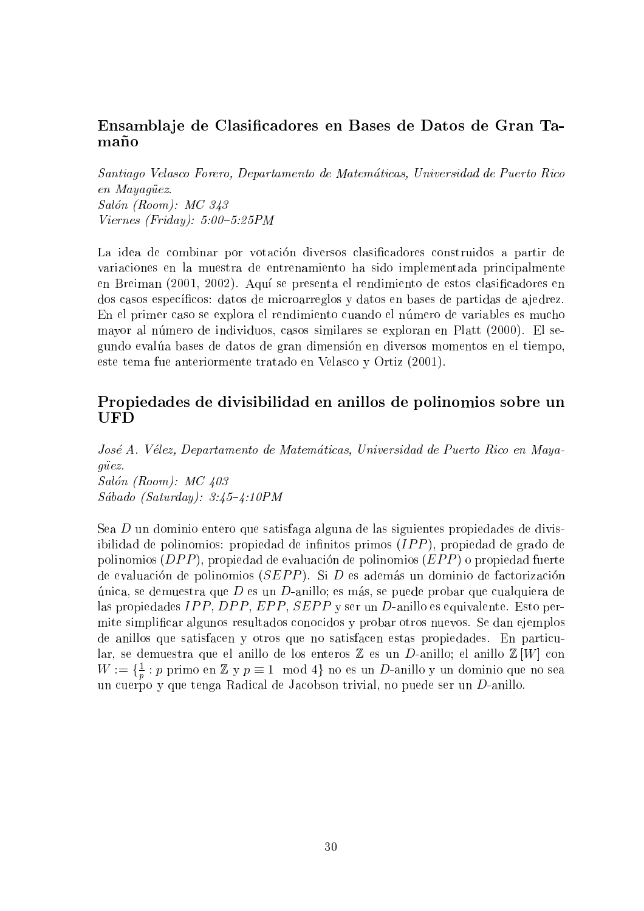## Ensamblaje de Clasificadores en Bases de Datos de Gran Tamaño

*Santiago Velasco Forero, Departamento de Matemáticas, Universidad de Puerto Rico en Mayagüez.*
*Salón (Room): MC 343*
*Viernes (Friday): 5:00–5:25PM*

La idea de combinar por votación diversos clasificadores construidos a partir de variaciones en la muestra de entrenamiento ha sido implementada principalmente en Breiman (2001, 2002). Aquí se presenta el rendimiento de estos clasificadores en dos casos específicos: datos de microarreglos y datos en bases de partidas de ajedrez. En el primer caso se explora el rendimiento cuando el número de variables es mucho mayor al número de individuos, casos similares se exploran en Platt (2000). El segundo evalúa bases de datos de gran dimensión en diversos momentos en el tiempo, este tema fue anteriormente tratado en Velasco y Ortiz (2001).

## Propiedades de divisibilidad en anillos de polinomios sobre un UFD

*José A. Vélez, Departamento de Matemáticas, Universidad de Puerto Rico en Mayagüez.*
*Salón (Room): MC 403*
*Sábado (Saturday): 3:45–4:10PM*

Sea $D$ un dominio entero que satisfaga alguna de las siguientes propiedades de divisibilidad de polinomios: propiedad de infinitos primos ($IPP$), propiedad de grado de polinomios ($DPP$), propiedad de evaluación de polinomios ($EPP$) o propiedad fuerte de evaluación de polinomios ($SEPP$). Si $D$ es además un dominio de factorización única, se demuestra que $D$ es un $D$-anillo; es más, se puede probar que cualquiera de las propiedades $IPP$, $DPP$, $EPP$, $SEPP$ y ser un $D$-anillo es equivalente. Esto permite simplificar algunos resultados conocidos y probar otros nuevos. Se dan ejemplos de anillos que satisfacen y otros que no satisfacen estas propiedades. En particular, se demuestra que el anillo de los enteros $\mathbb{Z}$ es un $D$-anillo; el anillo $\mathbb{Z}[W]$ con $W := \{\frac{1}{p} : p \text{ primo en } \mathbb{Z} \text{ y } p \equiv 1 \mod 4\}$ no es un $D$-anillo y un dominio que no sea un cuerpo y que tenga Radical de Jacobson trivial, no puede ser un $D$-anillo.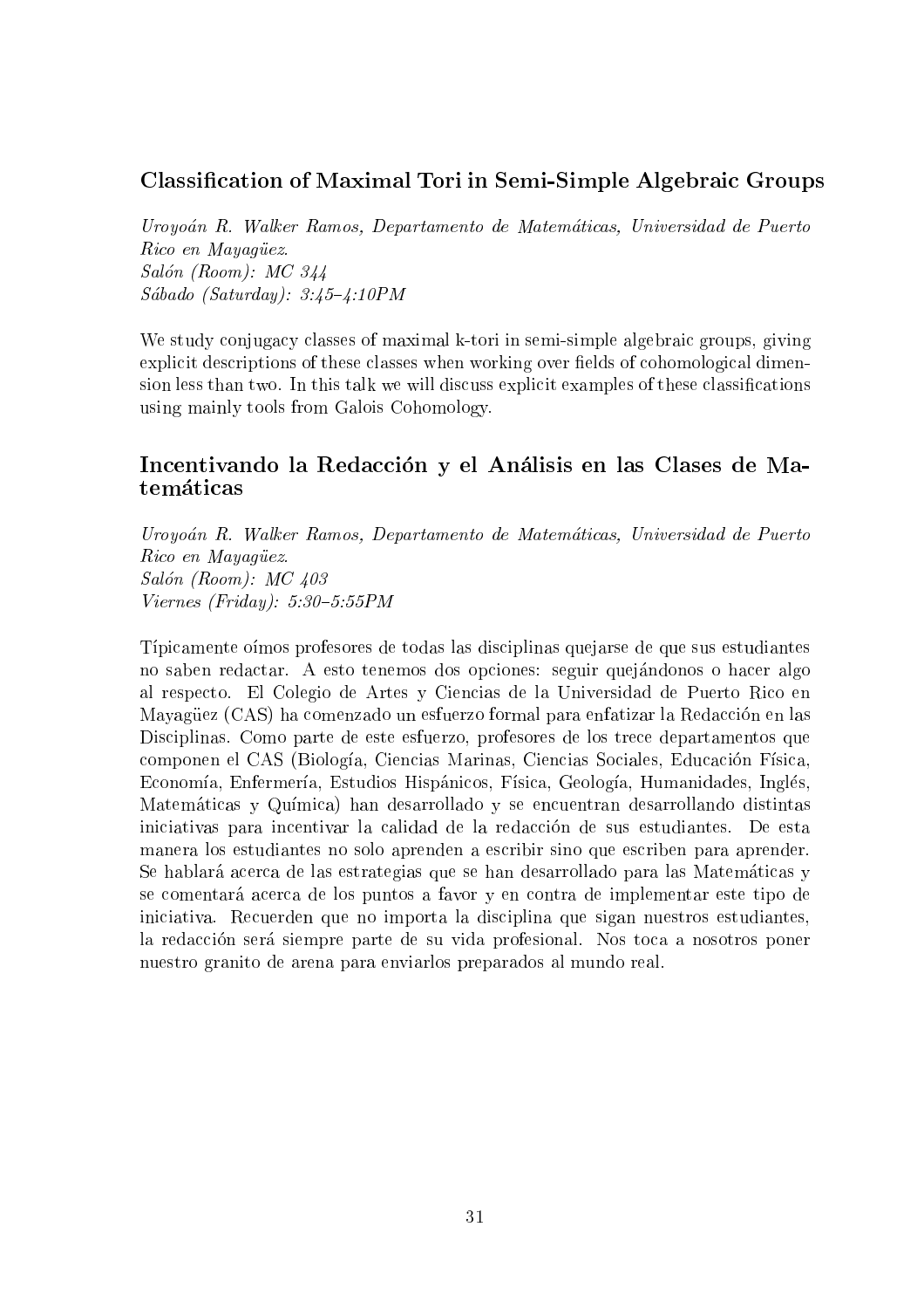## Classification of Maximal Tori in Semi-Simple Algebraic Groups

*Uroyoán R. Walker Ramos, Departamento de Matemáticas, Universidad de Puerto Rico en Mayagüez.*
*Salón (Room): MC 344*
*Sábado (Saturday): 3:45–4:10PM*

We study conjugacy classes of maximal k-tori in semi-simple algebraic groups, giving explicit descriptions of these classes when working over fields of cohomological dimension less than two. In this talk we will discuss explicit examples of these classifications using mainly tools from Galois Cohomology.

## Incentivando la Redacción y el Análisis en las Clases de Matemáticas

*Uroyoán R. Walker Ramos, Departamento de Matemáticas, Universidad de Puerto Rico en Mayagüez.*
*Salón (Room): MC 403*
*Viernes (Friday): 5:30–5:55PM*

Típicamente oímos profesores de todas las disciplinas quejarse de que sus estudiantes no saben redactar. A esto tenemos dos opciones: seguir quejándonos o hacer algo al respecto. El Colegio de Artes y Ciencias de la Universidad de Puerto Rico en Mayagüez (CAS) ha comenzado un esfuerzo formal para enfatizar la Redacción en las Disciplinas. Como parte de este esfuerzo, profesores de los trece departamentos que componen el CAS (Biología, Ciencias Marinas, Ciencias Sociales, Educación Física, Economía, Enfermería, Estudios Hispánicos, Física, Geología, Humanidades, Inglés, Matemáticas y Química) han desarrollado y se encuentran desarrollando distintas iniciativas para incentivar la calidad de la redacción de sus estudiantes. De esta manera los estudiantes no solo aprenden a escribir sino que escriben para aprender. Se hablará acerca de las estrategias que se han desarrollado para las Matemáticas y se comentará acerca de los puntos a favor y en contra de implementar este tipo de iniciativa. Recuerden que no importa la disciplina que sigan nuestros estudiantes, la redacción será siempre parte de su vida profesional. Nos toca a nosotros poner nuestro granito de arena para enviarlos preparados al mundo real.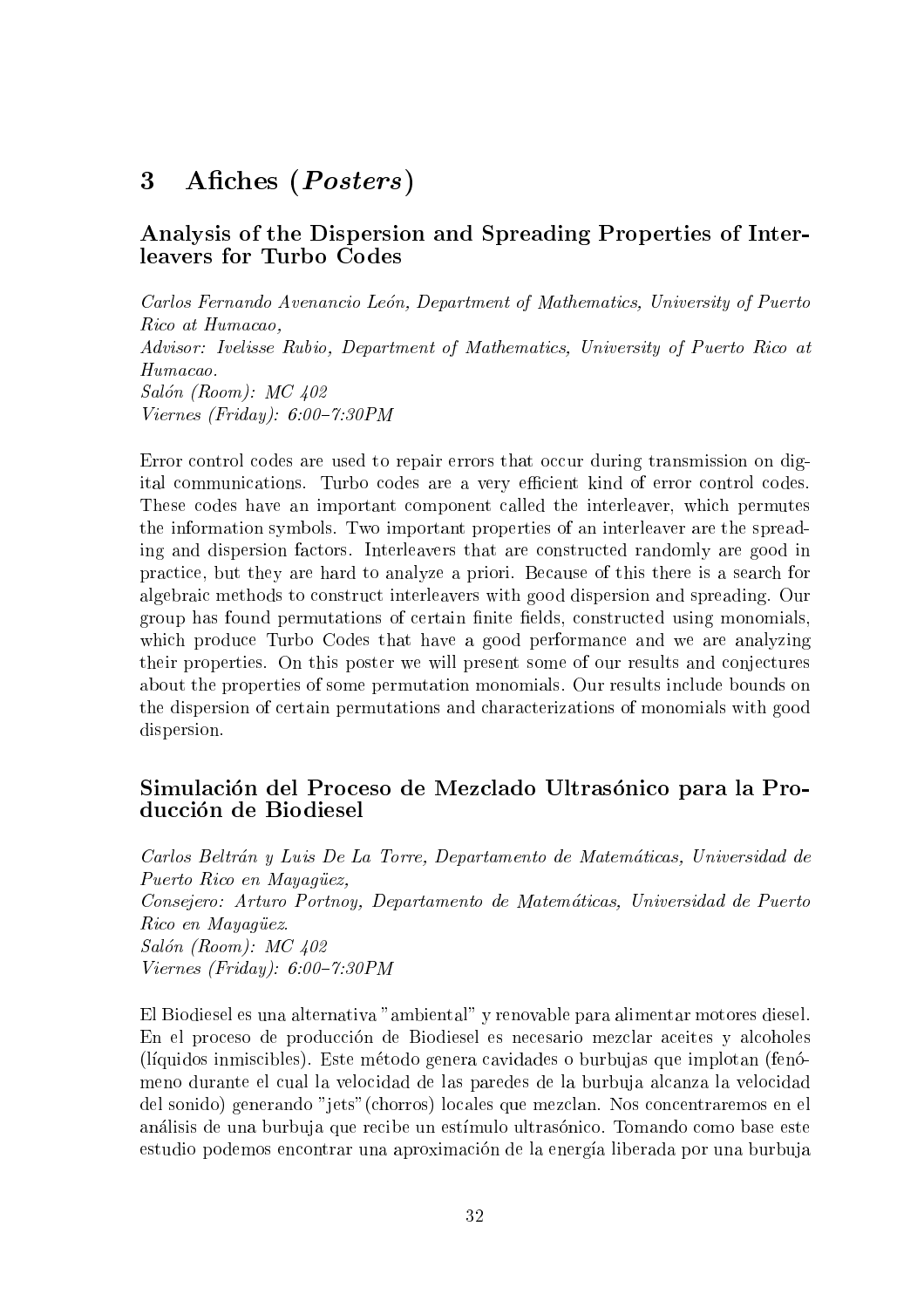# 3 Afiches (*Posters*)

## Analysis of the Dispersion and Spreading Properties of Interleavers for Turbo Codes

*Carlos Fernando Avenancio León, Department of Mathematics, University of Puerto Rico at Humacao,*
*Advisor: Ivelisse Rubio, Department of Mathematics, University of Puerto Rico at Humacao.*
*Salón (Room): MC 402*
*Viernes (Friday): 6:00–7:30PM*

Error control codes are used to repair errors that occur during transmission on digital communications. Turbo codes are a very efficient kind of error control codes. These codes have an important component called the interleaver, which permutes the information symbols. Two important properties of an interleaver are the spreading and dispersion factors. Interleavers that are constructed randomly are good in practice, but they are hard to analyze a priori. Because of this there is a search for algebraic methods to construct interleavers with good dispersion and spreading. Our group has found permutations of certain finite fields, constructed using monomials, which produce Turbo Codes that have a good performance and we are analyzing their properties. On this poster we will present some of our results and conjectures about the properties of some permutation monomials. Our results include bounds on the dispersion of certain permutations and characterizations of monomials with good dispersion.

## Simulación del Proceso de Mezclado Ultrasónico para la Producción de Biodiesel

*Carlos Beltrán y Luis De La Torre, Departamento de Matemáticas, Universidad de Puerto Rico en Mayagüez,*
*Consejero: Arturo Portnoy, Departamento de Matemáticas, Universidad de Puerto Rico en Mayagüez.*
*Salón (Room): MC 402*
*Viernes (Friday): 6:00–7:30PM*

El Biodiesel es una alternativa "ambiental" y renovable para alimentar motores diesel. En el proceso de producción de Biodiesel es necesario mezclar aceites y alcoholes (líquidos inmiscibles). Este método genera cavidades o burbujas que implotan (fenómeno durante el cual la velocidad de las paredes de la burbuja alcanza la velocidad del sonido) generando "jets"(chorros) locales que mezclan. Nos concentraremos en el análisis de una burbuja que recibe un estímulo ultrasónico. Tomando como base este estudio podemos encontrar una aproximación de la energía liberada por una burbuja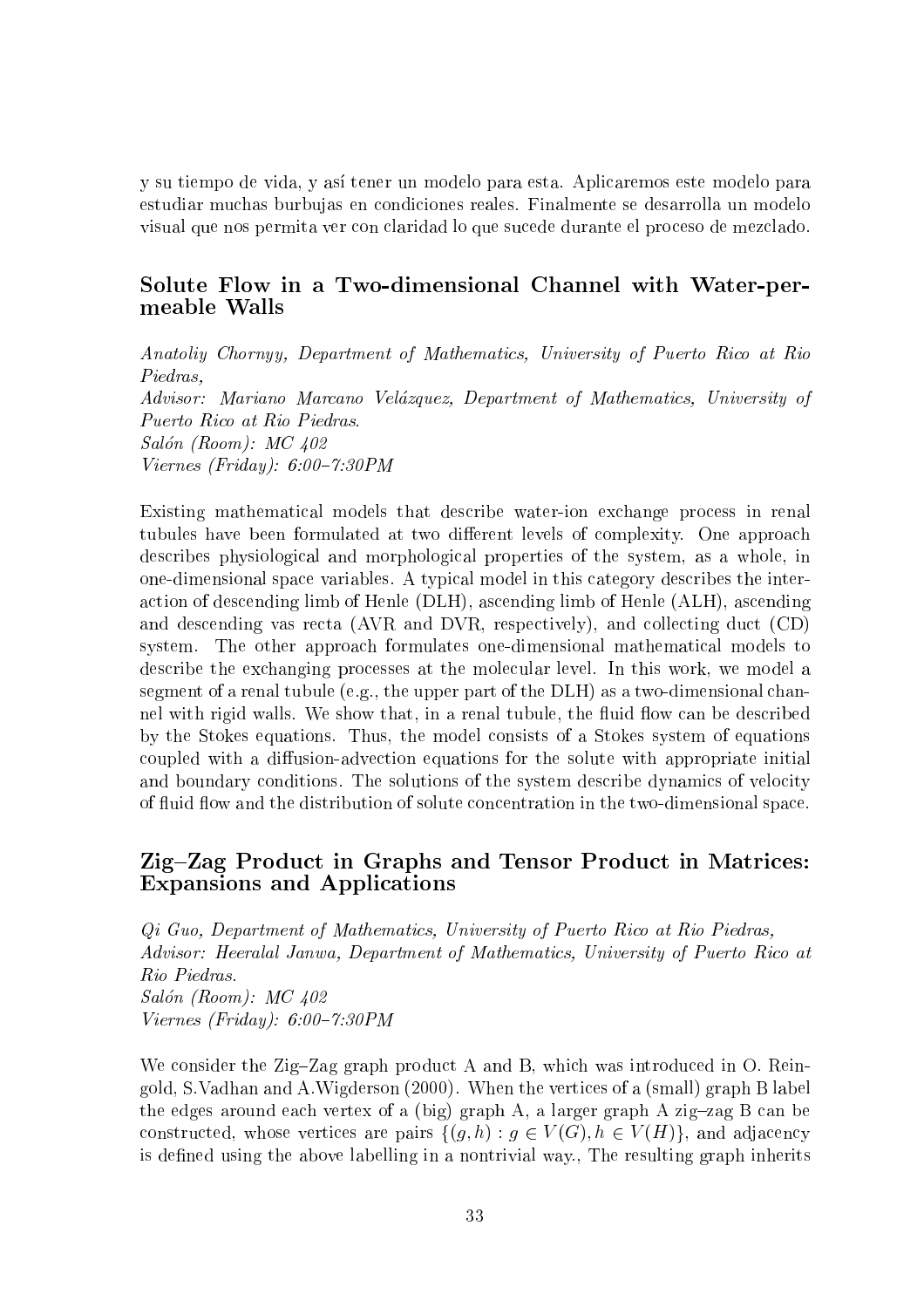y su tiempo de vida, y así tener un modelo para esta. Aplicaremos este modelo para estudiar muchas burbujas en condiciones reales. Finalmente se desarrolla un modelo visual que nos permita ver con claridad lo que sucede durante el proceso de mezclado.

## Solute Flow in a Two-dimensional Channel with Water-permeable Walls

*Anatoliy Chornyy, Department of Mathematics, University of Puerto Rico at Rio Piedras,*
*Advisor: Mariano Marcano Velázquez, Department of Mathematics, University of Puerto Rico at Rio Piedras.*
*Salón (Room): MC 402*
*Viernes (Friday): 6:00–7:30PM*

Existing mathematical models that describe water-ion exchange process in renal tubules have been formulated at two different levels of complexity. One approach describes physiological and morphological properties of the system, as a whole, in one-dimensional space variables. A typical model in this category describes the interaction of descending limb of Henle (DLH), ascending limb of Henle (ALH), ascending and descending vas recta (AVR and DVR, respectively), and collecting duct (CD) system. The other approach formulates one-dimensional mathematical models to describe the exchanging processes at the molecular level. In this work, we model a segment of a renal tubule (e.g., the upper part of the DLH) as a two-dimensional channel with rigid walls. We show that, in a renal tubule, the fluid flow can be described by the Stokes equations. Thus, the model consists of a Stokes system of equations coupled with a diffusion-advection equations for the solute with appropriate initial and boundary conditions. The solutions of the system describe dynamics of velocity of fluid flow and the distribution of solute concentration in the two-dimensional space.

## Zig–Zag Product in Graphs and Tensor Product in Matrices: Expansions and Applications

*Qi Guo, Department of Mathematics, University of Puerto Rico at Rio Piedras,*
*Advisor: Heeralal Janwa, Department of Mathematics, University of Puerto Rico at Rio Piedras.*
*Salón (Room): MC 402*
*Viernes (Friday): 6:00–7:30PM*

We consider the Zig–Zag graph product A and B, which was introduced in O. Reingold, S.Vadhan and A.Wigderson (2000). When the vertices of a (small) graph B label the edges around each vertex of a (big) graph A, a larger graph A zig–zag B can be constructed, whose vertices are pairs $\{(g, h) : g \in V(G), h \in V(H)\}$, and adjacency is defined using the above labelling in a nontrivial way., The resulting graph inherits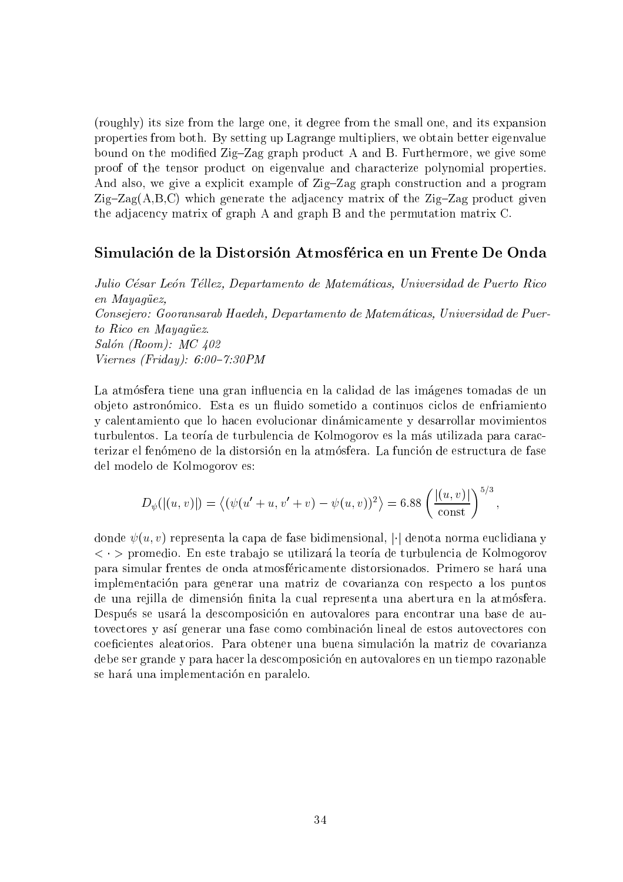(roughly) its size from the large one, it degree from the small one, and its expansion properties from both. By setting up Lagrange multipliers, we obtain better eigenvalue bound on the modified Zig–Zag graph product A and B. Furthermore, we give some proof of the tensor product on eigenvalue and characterize polynomial properties. And also, we give a explicit example of Zig–Zag graph construction and a program Zig–Zag(A,B,C) which generate the adjacency matrix of the Zig–Zag product given the adjacency matrix of graph A and graph B and the permutation matrix C.

## Simulación de la Distorsión Atmosférica en un Frente De Onda

*Julio César León Téllez, Departamento de Matemáticas, Universidad de Puerto Rico en Mayagüez,*
*Consejero: Gooransarab Haedeh, Departamento de Matemáticas, Universidad de Puerto Rico en Mayagüez.*
*Salón (Room): MC 402*
*Viernes (Friday): 6:00–7:30PM*

La atmósfera tiene una gran influencia en la calidad de las imágenes tomadas de un objeto astronómico. Esta es un fluido sometido a continuos ciclos de enfriamiento y calentamiento que lo hacen evolucionar dinámicamente y desarrollar movimientos turbulentos. La teoría de turbulencia de Kolmogorov es la más utilizada para caracterizar el fenómeno de la distorsión en la atmósfera. La función de estructura de fase del modelo de Kolmogorov es:

$$D_{\psi}(|(u,v)|) = \left\langle (\psi(u'+u, v'+v) - \psi(u,v))^2 \right\rangle = 6.88 \left( \frac{|(u,v)|}{\text{const}} \right)^{5/3},$$

donde $\psi(u,v)$ representa la capa de fase bidimensional, $|\cdot|$ denota norma euclidiana y $< \cdot >$ promedio. En este trabajo se utilizará la teoría de turbulencia de Kolmogorov para simular frentes de onda atmosféricamente distorsionados. Primero se hará una implementación para generar una matriz de covarianza con respecto a los puntos de una rejilla de dimensión finita la cual representa una abertura en la atmósfera. Después se usará la descomposición en autovalores para encontrar una base de autovectores y así generar una fase como combinación lineal de estos autovectores con coeficientes aleatorios. Para obtener una buena simulación la matriz de covarianza debe ser grande y para hacer la descomposición en autovalores en un tiempo razonable se hará una implementación en paralelo.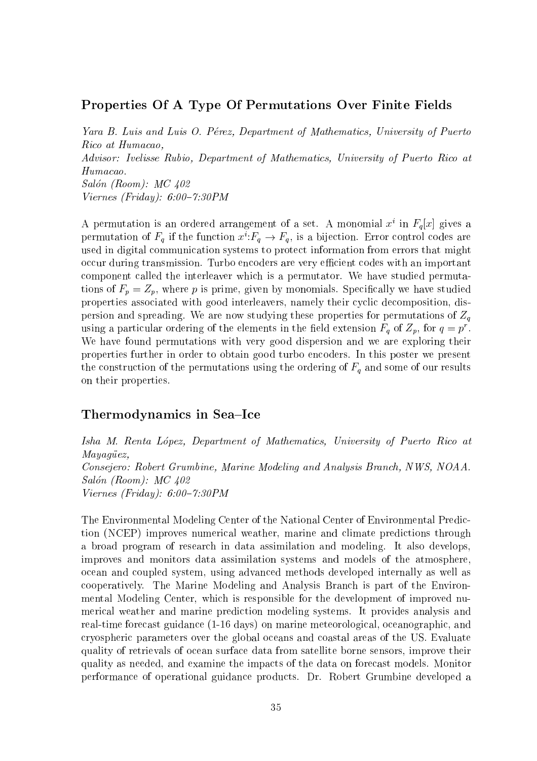### Properties Of A Type Of Permutations Over Finite Fields

*Yara B. Luis and Luis O. Pérez, Department of Mathematics, University of Puerto Rico at Humacao,*
*Advisor: Ivelisse Rubio, Department of Mathematics, University of Puerto Rico at Humacao.*
*Salón (Room): MC 402*
*Viernes (Friday): 6:00–7:30PM*

A permutation is an ordered arrangement of a set. A monomial $x^i$ in $F_q[x]$ gives a permutation of $F_q$ if the function $x^i$:$F_q \to F_q$, is a bijection. Error control codes are used in digital communication systems to protect information from errors that might occur during transmission. Turbo encoders are very efficient codes with an important component called the interleaver which is a permutator. We have studied permutations of $F_p = Z_p$, where $p$ is prime, given by monomials. Specifically we have studied properties associated with good interleavers, namely their cyclic decomposition, dispersion and spreading. We are now studying these properties for permutations of $Z_q$ using a particular ordering of the elements in the field extension $F_q$ of $Z_p$, for $q = p^r$. We have found permutations with very good dispersion and we are exploring their properties further in order to obtain good turbo encoders. In this poster we present the construction of the permutations using the ordering of $F_q$ and some of our results on their properties.

### Thermodynamics in Sea–Ice

*Isha M. Renta López, Department of Mathematics, University of Puerto Rico at Mayagüez,*
*Consejero: Robert Grumbine, Marine Modeling and Analysis Branch, NWS, NOAA.*
*Salón (Room): MC 402*
*Viernes (Friday): 6:00–7:30PM*

The Environmental Modeling Center of the National Center of Environmental Prediction (NCEP) improves numerical weather, marine and climate predictions through a broad program of research in data assimilation and modeling. It also develops, improves and monitors data assimilation systems and models of the atmosphere, ocean and coupled system, using advanced methods developed internally as well as cooperatively. The Marine Modeling and Analysis Branch is part of the Environmental Modeling Center, which is responsible for the development of improved numerical weather and marine prediction modeling systems. It provides analysis and real-time forecast guidance (1-16 days) on marine meteorological, oceanographic, and cryospheric parameters over the global oceans and coastal areas of the US. Evaluate quality of retrievals of ocean surface data from satellite borne sensors, improve their quality as needed, and examine the impacts of the data on forecast models. Monitor performance of operational guidance products. Dr. Robert Grumbine developed a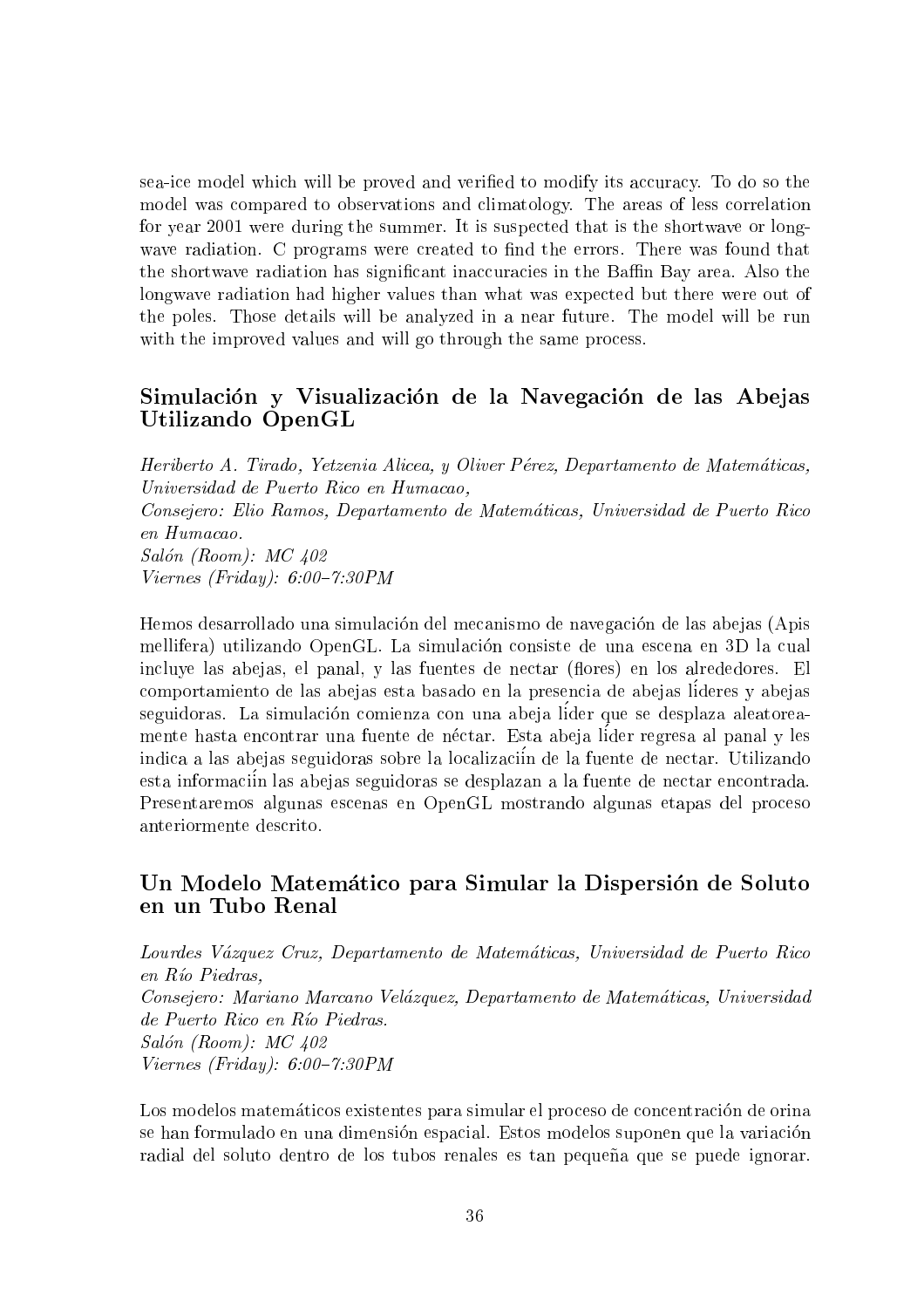sea-ice model which will be proved and verified to modify its accuracy. To do so the model was compared to observations and climatology. The areas of less correlation for year 2001 were during the summer. It is suspected that is the shortwave or longwave radiation. C programs were created to find the errors. There was found that the shortwave radiation has significant inaccuracies in the Baffin Bay area. Also the longwave radiation had higher values than what was expected but there were out of the poles. Those details will be analyzed in a near future. The model will be run with the improved values and will go through the same process.

## Simulación y Visualización de la Navegación de las Abejas Utilizando OpenGL

*Heriberto A. Tirado, Yetzenia Alicea, y Oliver Pérez, Departamento de Matemáticas, Universidad de Puerto Rico en Humacao,*
*Consejero: Elio Ramos, Departamento de Matemáticas, Universidad de Puerto Rico en Humacao.*
*Salón (Room): MC 402*
*Viernes (Friday): 6:00–7:30PM*

Hemos desarrollado una simulación del mecanismo de navegación de las abejas (Apis mellifera) utilizando OpenGL. La simulación consiste de una escena en 3D la cual incluye las abejas, el panal, y las fuentes de nectar (flores) en los alrededores. El comportamiento de las abejas esta basado en la presencia de abejas líderes y abejas seguidoras. La simulación comienza con una abeja líder que se desplaza aleatoreamente hasta encontrar una fuente de néctar. Esta abeja líder regresa al panal y les indica a las abejas seguidoras sobre la localizaciín de la fuente de nectar. Utilizando esta informaciín las abejas seguidoras se desplazan a la fuente de nectar encontrada. Presentaremos algunas escenas en OpenGL mostrando algunas etapas del proceso anteriormente descrito.

## Un Modelo Matemático para Simular la Dispersión de Soluto en un Tubo Renal

*Lourdes Vázquez Cruz, Departamento de Matemáticas, Universidad de Puerto Rico en Río Piedras,*
*Consejero: Mariano Marcano Velázquez, Departamento de Matemáticas, Universidad de Puerto Rico en Río Piedras.*
*Salón (Room): MC 402*
*Viernes (Friday): 6:00–7:30PM*

Los modelos matemáticos existentes para simular el proceso de concentración de orina se han formulado en una dimensión espacial. Estos modelos suponen que la variación radial del soluto dentro de los tubos renales es tan pequeña que se puede ignorar.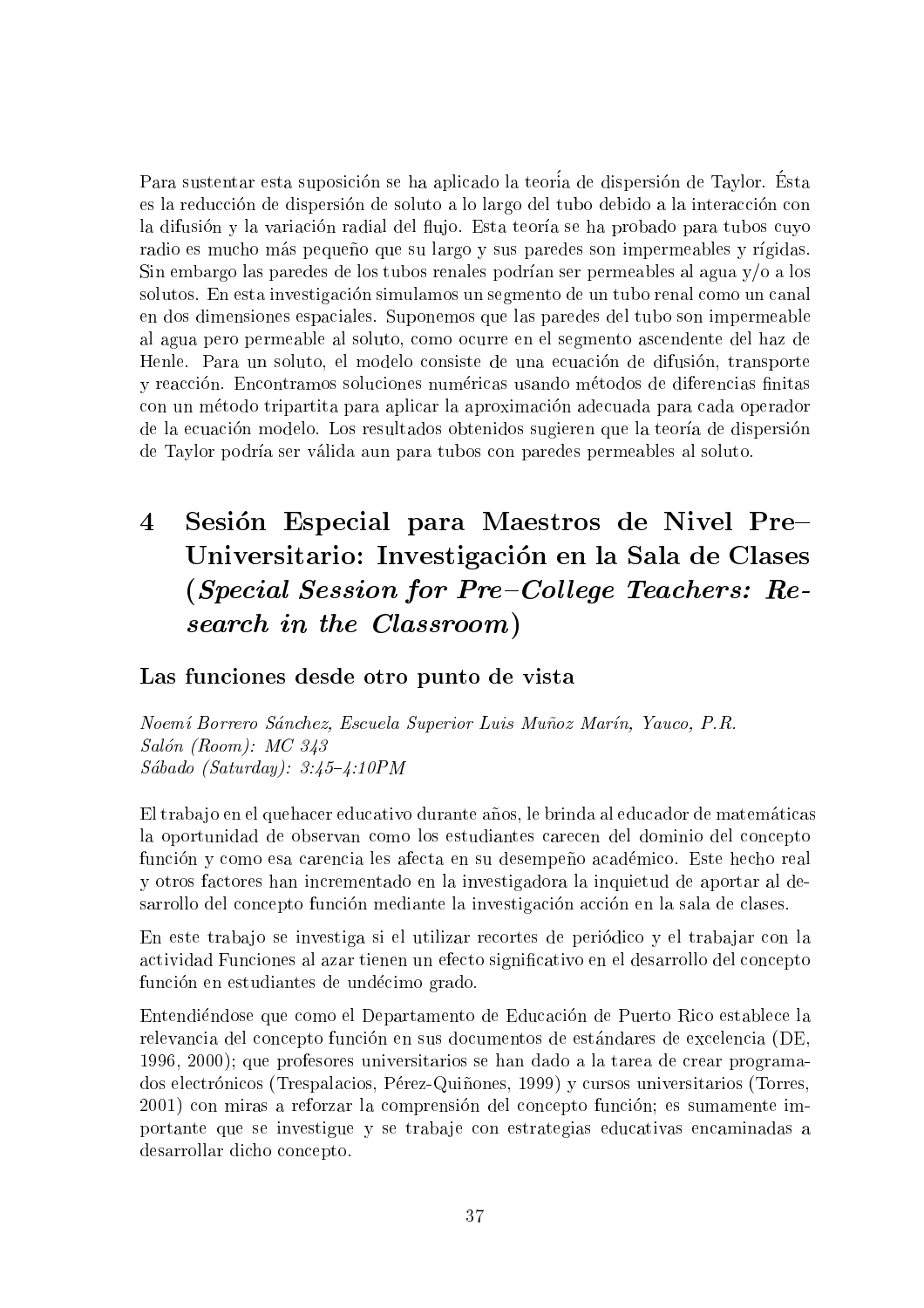Para sustentar esta suposición se ha aplicado la teoría de dispersión de Taylor. Ésta es la reducción de dispersión de soluto a lo largo del tubo debido a la interacción con la difusión y la variación radial del flujo. Esta teoría se ha probado para tubos cuyo radio es mucho más pequeño que su largo y sus paredes son impermeables y rígidas. Sin embargo las paredes de los tubos renales podrían ser permeables al agua y/o a los solutos. En esta investigación simulamos un segmento de un tubo renal como un canal en dos dimensiones espaciales. Suponemos que las paredes del tubo son impermeable al agua pero permeable al soluto, como ocurre en el segmento ascendente del haz de Henle. Para un soluto, el modelo consiste de una ecuación de difusión, transporte y reacción. Encontramos soluciones numéricas usando métodos de diferencias finitas con un método tripartita para aplicar la aproximación adecuada para cada operador de la ecuación modelo. Los resultados obtenidos sugieren que la teoría de dispersión de Taylor podría ser válida aun para tubos con paredes permeables al soluto.

# 4 Sesión Especial para Maestros de Nivel Pre–Universitario: Investigación en la Sala de Clases (*Special Session for Pre–College Teachers: Research in the Classroom*)

### Las funciones desde otro punto de vista

*Noemí Borrero Sánchez, Escuela Superior Luis Muñoz Marín, Yauco, P.R.*
*Salón (Room): MC 343*
*Sábado (Saturday): 3:45–4:10PM*

El trabajo en el quehacer educativo durante años, le brinda al educador de matemáticas la oportunidad de observan como los estudiantes carecen del dominio del concepto función y como esa carencia les afecta en su desempeño académico. Este hecho real y otros factores han incrementado en la investigadora la inquietud de aportar al desarrollo del concepto función mediante la investigación acción en la sala de clases.

En este trabajo se investiga si el utilizar recortes de periódico y el trabajar con la actividad Funciones al azar tienen un efecto significativo en el desarrollo del concepto función en estudiantes de undécimo grado.

Entendiéndose que como el Departamento de Educación de Puerto Rico establece la relevancia del concepto función en sus documentos de estándares de excelencia (DE, 1996, 2000); que profesores universitarios se han dado a la tarea de crear programados electrónicos (Trespalacios, Pérez-Quiñones, 1999) y cursos universitarios (Torres, 2001) con miras a reforzar la comprensión del concepto función; es sumamente importante que se investigue y se trabaje con estrategias educativas encaminadas a desarrollar dicho concepto.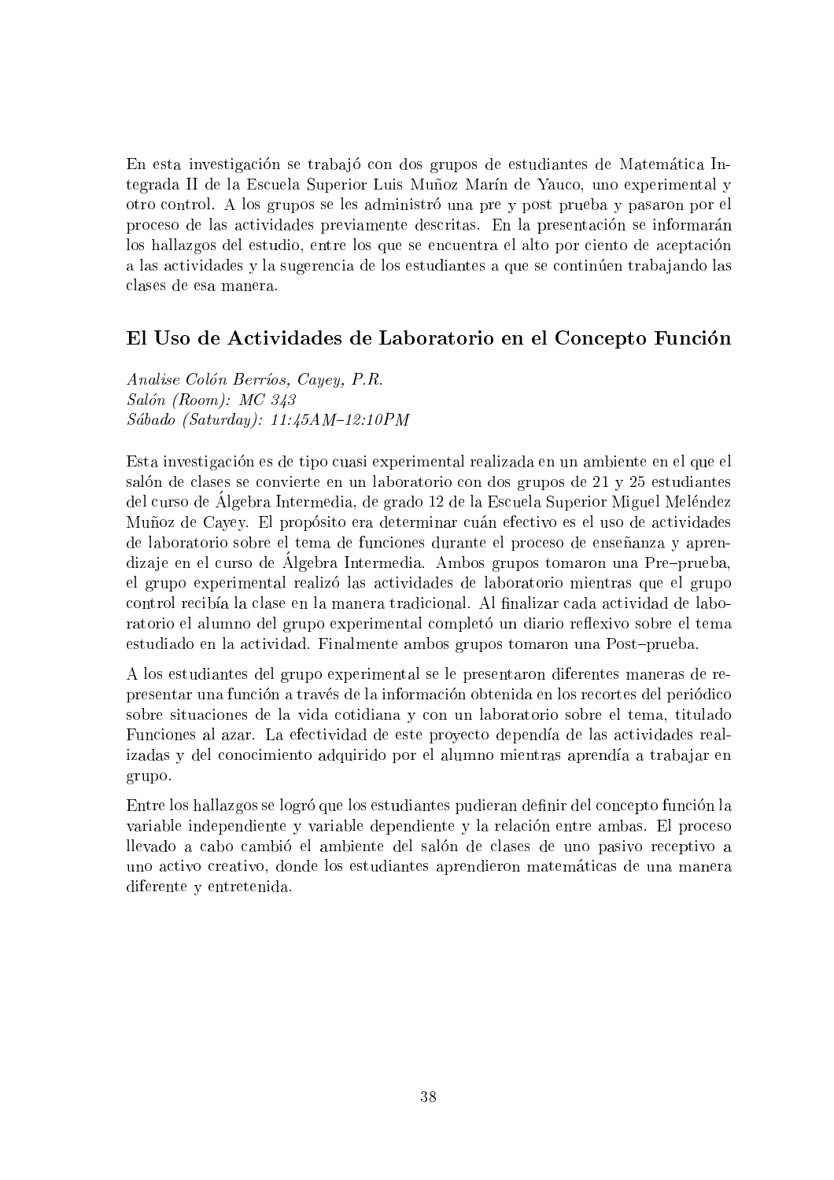En esta investigación se trabajó con dos grupos de estudiantes de Matemática Integrada II de la Escuela Superior Luis Muñoz Marín de Yauco, uno experimental y otro control. A los grupos se les administró una pre y post prueba y pasaron por el proceso de las actividades previamente descritas. En la presentación se informarán los hallazgos del estudio, entre los que se encuentra el alto por ciento de aceptación a las actividades y la sugerencia de los estudiantes a que se continúen trabajando las clases de esa manera.

## El Uso de Actividades de Laboratorio en el Concepto Función

*Analise Colón Berríos, Cayey, P.R.*
*Salón (Room): MC 343*
*Sábado (Saturday): 11:45AM–12:10PM*

Esta investigación es de tipo cuasi experimental realizada en un ambiente en el que el salón de clases se convierte en un laboratorio con dos grupos de 21 y 25 estudiantes del curso de Álgebra Intermedia, de grado 12 de la Escuela Superior Miguel Meléndez Muñoz de Cayey. El propósito era determinar cuán efectivo es el uso de actividades de laboratorio sobre el tema de funciones durante el proceso de enseñanza y aprendizaje en el curso de Álgebra Intermedia. Ambos grupos tomaron una Pre–prueba, el grupo experimental realizó las actividades de laboratorio mientras que el grupo control recibía la clase en la manera tradicional. Al finalizar cada actividad de laboratorio el alumno del grupo experimental completó un diario reflexivo sobre el tema estudiado en la actividad. Finalmente ambos grupos tomaron una Post–prueba.

A los estudiantes del grupo experimental se le presentaron diferentes maneras de representar una función a través de la información obtenida en los recortes del periódico sobre situaciones de la vida cotidiana y con un laboratorio sobre el tema, titulado Funciones al azar. La efectividad de este proyecto dependía de las actividades realizadas y del conocimiento adquirido por el alumno mientras aprendía a trabajar en grupo.

Entre los hallazgos se logró que los estudiantes pudieran definir del concepto función la variable independiente y variable dependiente y la relación entre ambas. El proceso llevado a cabo cambió el ambiente del salón de clases de uno pasivo receptivo a uno activo creativo, donde los estudiantes aprendieron matemáticas de una manera diferente y entretenida.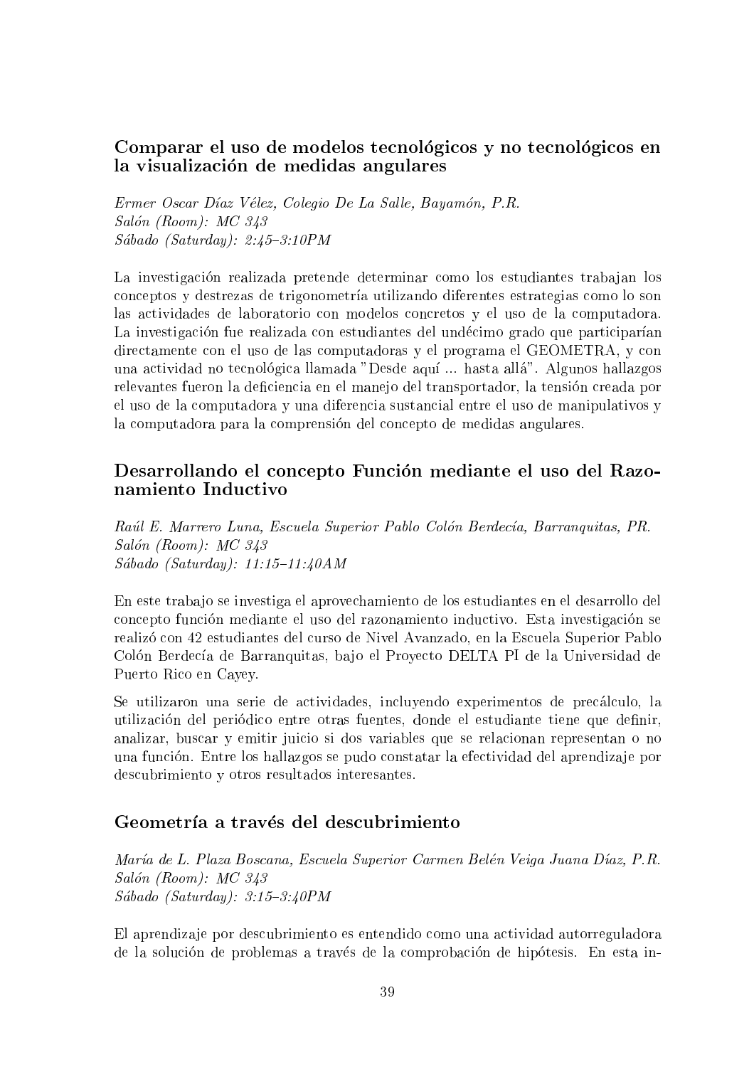## Comparar el uso de modelos tecnológicos y no tecnológicos en la visualización de medidas angulares

*Ermer Oscar Díaz Vélez, Colegio De La Salle, Bayamón, P.R.*
*Salón (Room): MC 343*
*Sábado (Saturday): 2:45–3:10PM*

La investigación realizada pretende determinar como los estudiantes trabajan los conceptos y destrezas de trigonometría utilizando diferentes estrategias como lo son las actividades de laboratorio con modelos concretos y el uso de la computadora. La investigación fue realizada con estudiantes del undécimo grado que participarían directamente con el uso de las computadoras y el programa el GEOMETRA, y con una actividad no tecnológica llamada "Desde aquí ... hasta allá". Algunos hallazgos relevantes fueron la deficiencia en el manejo del transportador, la tensión creada por el uso de la computadora y una diferencia sustancial entre el uso de manipulativos y la computadora para la comprensión del concepto de medidas angulares.

## Desarrollando el concepto Función mediante el uso del Razonamiento Inductivo

*Raúl E. Marrero Luna, Escuela Superior Pablo Colón Berdecía, Barranquitas, PR.*
*Salón (Room): MC 343*
*Sábado (Saturday): 11:15–11:40AM*

En este trabajo se investiga el aprovechamiento de los estudiantes en el desarrollo del concepto función mediante el uso del razonamiento inductivo. Esta investigación se realizó con 42 estudiantes del curso de Nivel Avanzado, en la Escuela Superior Pablo Colón Berdecía de Barranquitas, bajo el Proyecto DELTA PI de la Universidad de Puerto Rico en Cayey.

Se utilizaron una serie de actividades, incluyendo experimentos de precálculo, la utilización del periódico entre otras fuentes, donde el estudiante tiene que definir, analizar, buscar y emitir juicio si dos variables que se relacionan representan o no una función. Entre los hallazgos se pudo constatar la efectividad del aprendizaje por descubrimiento y otros resultados interesantes.

## Geometría a través del descubrimiento

*María de L. Plaza Boscana, Escuela Superior Carmen Belén Veiga Juana Díaz, P.R.*
*Salón (Room): MC 343*
*Sábado (Saturday): 3:15–3:40PM*

El aprendizaje por descubrimiento es entendido como una actividad autorreguladora de la solución de problemas a través de la comprobación de hipótesis. En esta in-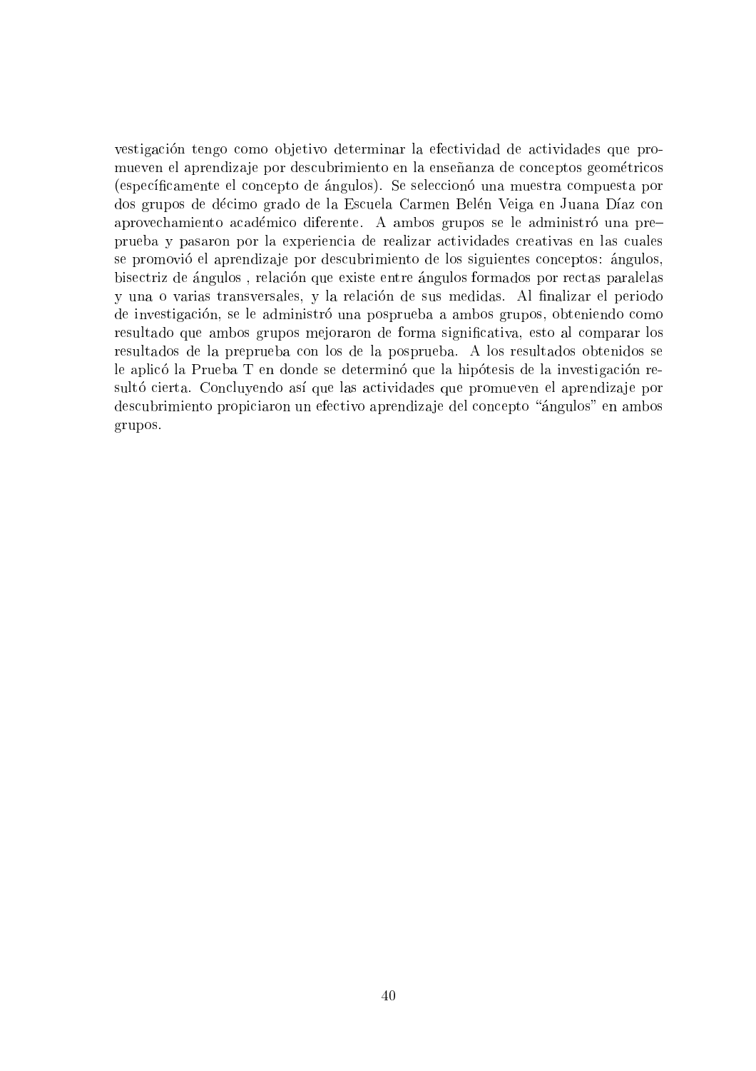vestigación tengo como objetivo determinar la efectividad de actividades que promueven el aprendizaje por descubrimiento en la enseñanza de conceptos geométricos (específicamente el concepto de ángulos). Se seleccionó una muestra compuesta por dos grupos de décimo grado de la Escuela Carmen Belén Veiga en Juana Díaz con aprovechamiento académico diferente. A ambos grupos se le administró una pre–prueba y pasaron por la experiencia de realizar actividades creativas en las cuales se promovió el aprendizaje por descubrimiento de los siguientes conceptos: ángulos, bisectriz de ángulos , relación que existe entre ángulos formados por rectas paralelas y una o varias transversales, y la relación de sus medidas. Al finalizar el periodo de investigación, se le administró una posprueba a ambos grupos, obteniendo como resultado que ambos grupos mejoraron de forma significativa, esto al comparar los resultados de la preprueba con los de la posprueba. A los resultados obtenidos se le aplicó la Prueba T en donde se determinó que la hipótesis de la investigación resultó cierta. Concluyendo así que las actividades que promueven el aprendizaje por descubrimiento propiciaron un efectivo aprendizaje del concepto "ángulos" en ambos grupos.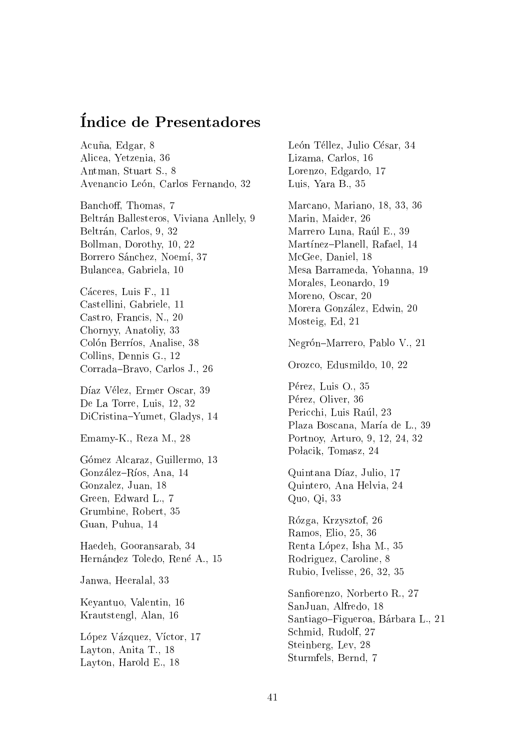# Índice de Presentadores

Acuña, Edgar, 8
Alicea, Yetzenia, 36
Antman, Stuart S., 8
Avenancio León, Carlos Fernando, 32

Banchoff, Thomas, 7
Beltrán Ballesteros, Viviana Anllely, 9
Beltrán, Carlos, 9, 32
Bollman, Dorothy, 10, 22
Borrero Sánchez, Noemí, 37
Bulancea, Gabriela, 10

Cáceres, Luis F., 11
Castellini, Gabriele, 11
Castro, Francis, N., 20
Chornyy, Anatoliy, 33
Colón Berríos, Analise, 38
Collins, Dennis G., 12
Corrada–Bravo, Carlos J., 26

Díaz Vélez, Ermer Oscar, 39
De La Torre, Luis, 12, 32
DiCristina–Yumet, Gladys, 14

Emamy-K., Reza M., 28

Gómez Alcaraz, Guillermo, 13
González–Ríos, Ana, 14
Gonzalez, Juan, 18
Green, Edward L., 7
Grumbine, Robert, 35
Guan, Puhua, 14

Haedeh, Gooransarab, 34
Hernández Toledo, René A., 15

Janwa, Heeralal, 33

Keyantuo, Valentin, 16
Krautstengl, Alan, 16

López Vázquez, Víctor, 17
Layton, Anita T., 18
Layton, Harold E., 18

León Téllez, Julio César, 34
Lizama, Carlos, 16
Lorenzo, Edgardo, 17
Luis, Yara B., 35

Marcano, Mariano, 18, 33, 36
Marin, Maider, 26
Marrero Luna, Raúl E., 39
Martínez–Planell, Rafael, 14
McGee, Daniel, 18
Mesa Barrameda, Yohanna, 19
Morales, Leonardo, 19
Moreno, Oscar, 20
Morera González, Edwin, 20
Mosteig, Ed, 21

Negrón–Marrero, Pablo V., 21

Orozco, Edusmildo, 10, 22

Pérez, Luis O., 35
Pérez, Oliver, 36
Pericchi, Luis Raúl, 23
Plaza Boscana, María de L., 39
Portnoy, Arturo, 9, 12, 24, 32
Połacik, Tomasz, 24

Quintana Díaz, Julio, 17
Quintero, Ana Helvia, 24
Quo, Qi, 33

Rózga, Krzysztof, 26
Ramos, Elio, 25, 36
Renta López, Isha M., 35
Rodriguez, Caroline, 8
Rubio, Ivelisse, 26, 32, 35

Sanfiorenzo, Norberto R., 27
SanJuan, Alfredo, 18
Santiago–Figueroa, Bárbara L., 21
Schmid, Rudolf, 27
Steinberg, Lev, 28
Sturmfels, Bernd, 7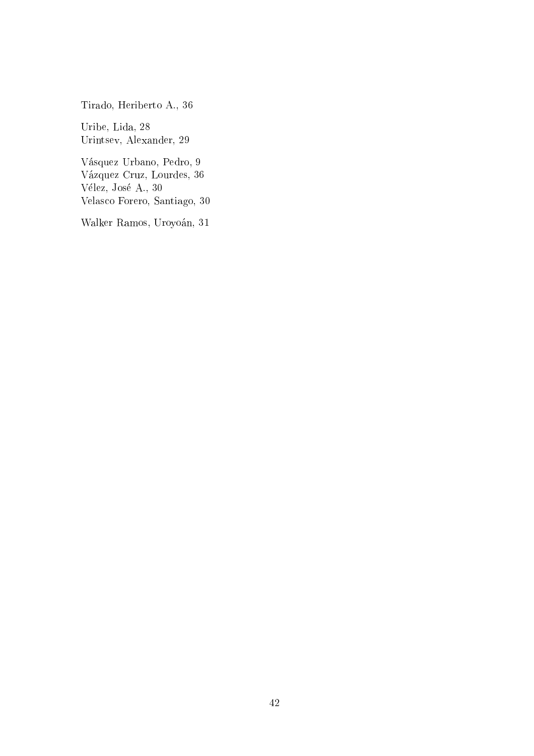Tirado, Heriberto A., 36

Uribe, Lida, 28
Urintsev, Alexander, 29

Vásquez Urbano, Pedro, 9
Vázquez Cruz, Lourdes, 36
Vélez, José A., 30
Velasco Forero, Santiago, 30

Walker Ramos, Uroyoán, 31